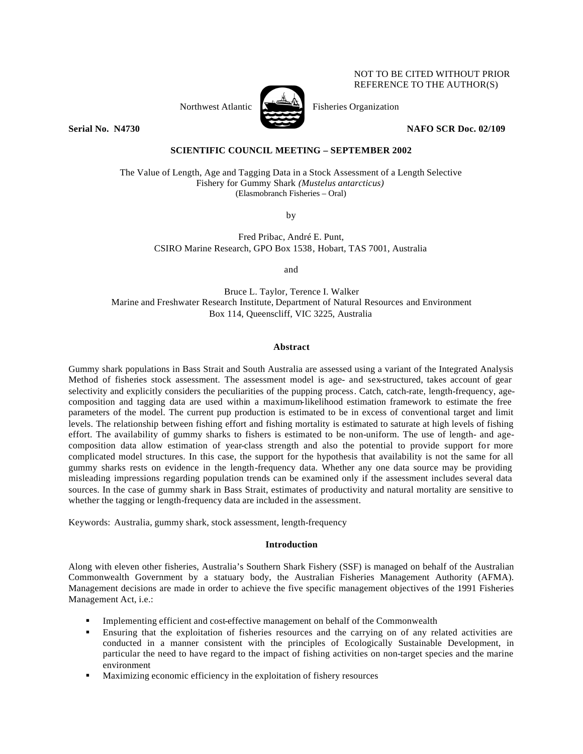NOT TO BE CITED WITHOUT PRIOR
REFERENCE TO THE AUTHOR(S)

Northwest Atlantic Fisheries Organization

**Serial No. N4730** **NAFO SCR Doc. 02/109**

**SCIENTIFIC COUNCIL MEETING – SEPTEMBER 2002**

# The Value of Length, Age and Tagging Data in a Stock Assessment of a Length Selective Fishery for Gummy Shark *(Mustelus antarcticus)*

(Elasmobranch Fisheries – Oral)

by

Fred Pribac, André E. Punt,
CSIRO Marine Research, GPO Box 1538, Hobart, TAS 7001, Australia

and

Bruce L. Taylor, Terence I. Walker
Marine and Freshwater Research Institute, Department of Natural Resources and Environment
Box 114, Queenscliff, VIC 3225, Australia

## Abstract

Gummy shark populations in Bass Strait and South Australia are assessed using a variant of the Integrated Analysis Method of fisheries stock assessment. The assessment model is age- and sex-structured, takes account of gear selectivity and explicitly considers the peculiarities of the pupping process. Catch, catch-rate, length-frequency, age-composition and tagging data are used within a maximum-likelihood estimation framework to estimate the free parameters of the model. The current pup production is estimated to be in excess of conventional target and limit levels. The relationship between fishing effort and fishing mortality is estimated to saturate at high levels of fishing effort. The availability of gummy sharks to fishers is estimated to be non-uniform. The use of length- and age-composition data allow estimation of year-class strength and also the potential to provide support for more complicated model structures. In this case, the support for the hypothesis that availability is not the same for all gummy sharks rests on evidence in the length-frequency data. Whether any one data source may be providing misleading impressions regarding population trends can be examined only if the assessment includes several data sources. In the case of gummy shark in Bass Strait, estimates of productivity and natural mortality are sensitive to whether the tagging or length-frequency data are included in the assessment.

Keywords: Australia, gummy shark, stock assessment, length-frequency

## Introduction

Along with eleven other fisheries, Australia's Southern Shark Fishery (SSF) is managed on behalf of the Australian Commonwealth Government by a statuary body, the Australian Fisheries Management Authority (AFMA). Management decisions are made in order to achieve the five specific management objectives of the 1991 Fisheries Management Act, i.e.:

- Implementing efficient and cost-effective management on behalf of the Commonwealth
- Ensuring that the exploitation of fisheries resources and the carrying on of any related activities are conducted in a manner consistent with the principles of Ecologically Sustainable Development, in particular the need to have regard to the impact of fishing activities on non-target species and the marine environment
- Maximizing economic efficiency in the exploitation of fishery resources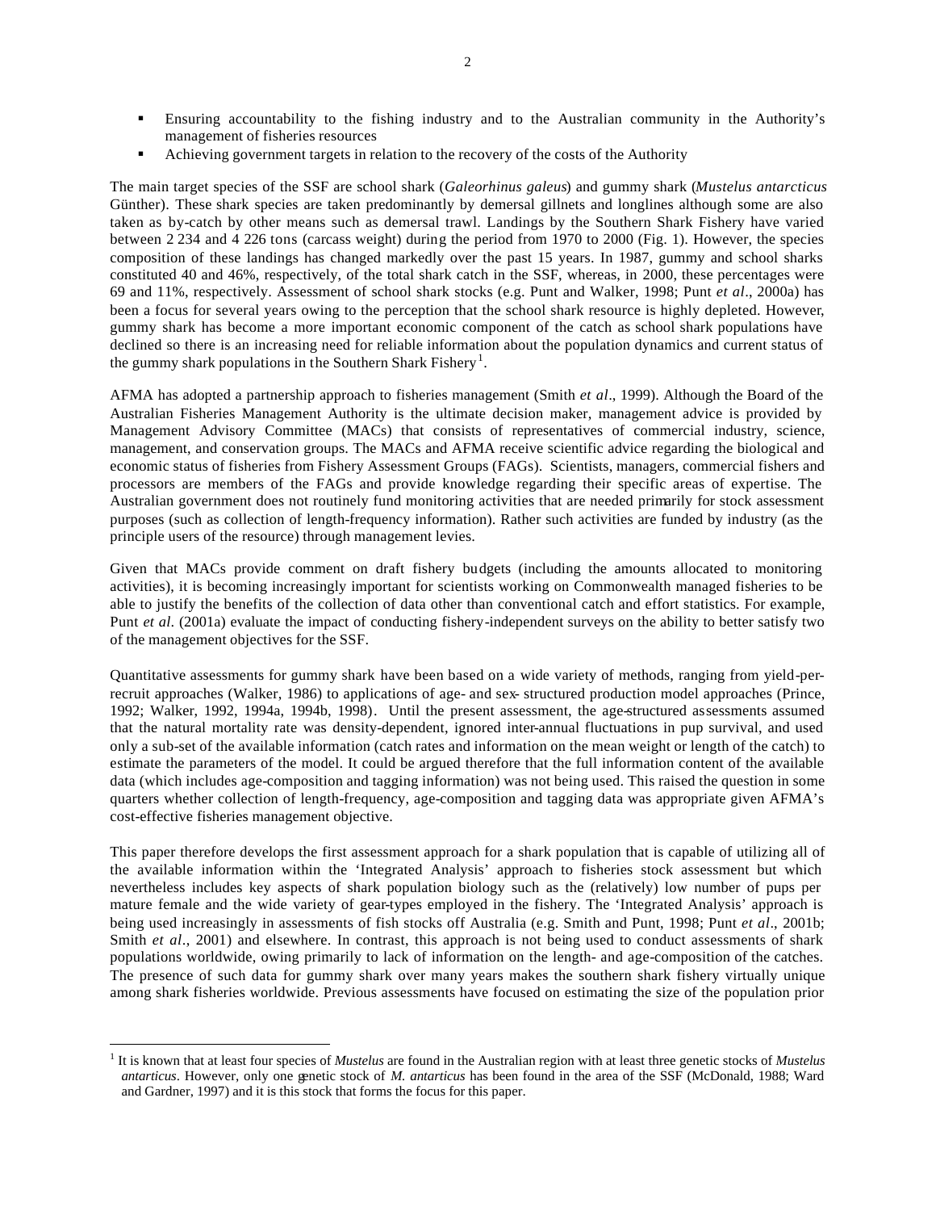- Ensuring accountability to the fishing industry and to the Australian community in the Authority's management of fisheries resources
- Achieving government targets in relation to the recovery of the costs of the Authority

The main target species of the SSF are school shark (*Galeorhinus galeus*) and gummy shark (*Mustelus antarcticus* Günther). These shark species are taken predominantly by demersal gillnets and longlines although some are also taken as by-catch by other means such as demersal trawl. Landings by the Southern Shark Fishery have varied between 2 234 and 4 226 tons (carcass weight) during the period from 1970 to 2000 (Fig. 1). However, the species composition of these landings has changed markedly over the past 15 years. In 1987, gummy and school sharks constituted 40 and 46%, respectively, of the total shark catch in the SSF, whereas, in 2000, these percentages were 69 and 11%, respectively. Assessment of school shark stocks (e.g. Punt and Walker, 1998; Punt *et al*., 2000a) has been a focus for several years owing to the perception that the school shark resource is highly depleted. However, gummy shark has become a more important economic component of the catch as school shark populations have declined so there is an increasing need for reliable information about the population dynamics and current status of the gummy shark populations in the Southern Shark Fishery[1].

AFMA has adopted a partnership approach to fisheries management (Smith *et al*., 1999). Although the Board of the Australian Fisheries Management Authority is the ultimate decision maker, management advice is provided by Management Advisory Committee (MACs) that consists of representatives of commercial industry, science, management, and conservation groups. The MACs and AFMA receive scientific advice regarding the biological and economic status of fisheries from Fishery Assessment Groups (FAGs). Scientists, managers, commercial fishers and processors are members of the FAGs and provide knowledge regarding their specific areas of expertise. The Australian government does not routinely fund monitoring activities that are needed primarily for stock assessment purposes (such as collection of length-frequency information). Rather such activities are funded by industry (as the principle users of the resource) through management levies.

Given that MACs provide comment on draft fishery budgets (including the amounts allocated to monitoring activities), it is becoming increasingly important for scientists working on Commonwealth managed fisheries to be able to justify the benefits of the collection of data other than conventional catch and effort statistics. For example, Punt *et al*. (2001a) evaluate the impact of conducting fishery-independent surveys on the ability to better satisfy two of the management objectives for the SSF.

Quantitative assessments for gummy shark have been based on a wide variety of methods, ranging from yield-per-recruit approaches (Walker, 1986) to applications of age- and sex- structured production model approaches (Prince, 1992; Walker, 1992, 1994a, 1994b, 1998). Until the present assessment, the age-structured assessments assumed that the natural mortality rate was density-dependent, ignored inter-annual fluctuations in pup survival, and used only a sub-set of the available information (catch rates and information on the mean weight or length of the catch) to estimate the parameters of the model. It could be argued therefore that the full information content of the available data (which includes age-composition and tagging information) was not being used. This raised the question in some quarters whether collection of length-frequency, age-composition and tagging data was appropriate given AFMA's cost-effective fisheries management objective.

This paper therefore develops the first assessment approach for a shark population that is capable of utilizing all of the available information within the 'Integrated Analysis' approach to fisheries stock assessment but which nevertheless includes key aspects of shark population biology such as the (relatively) low number of pups per mature female and the wide variety of gear-types employed in the fishery. The 'Integrated Analysis' approach is being used increasingly in assessments of fish stocks off Australia (e.g. Smith and Punt, 1998; Punt *et al*., 2001b; Smith *et al*., 2001) and elsewhere. In contrast, this approach is not being used to conduct assessments of shark populations worldwide, owing primarily to lack of information on the length- and age-composition of the catches. The presence of such data for gummy shark over many years makes the southern shark fishery virtually unique among shark fisheries worldwide. Previous assessments have focused on estimating the size of the population prior

---

[1] It is known that at least four species of *Mustelus* are found in the Australian region with at least three genetic stocks of *Mustelus antarticus*. However, only one genetic stock of *M. antarticus* has been found in the area of the SSF (McDonald, 1988; Ward and Gardner, 1997) and it is this stock that forms the focus for this paper.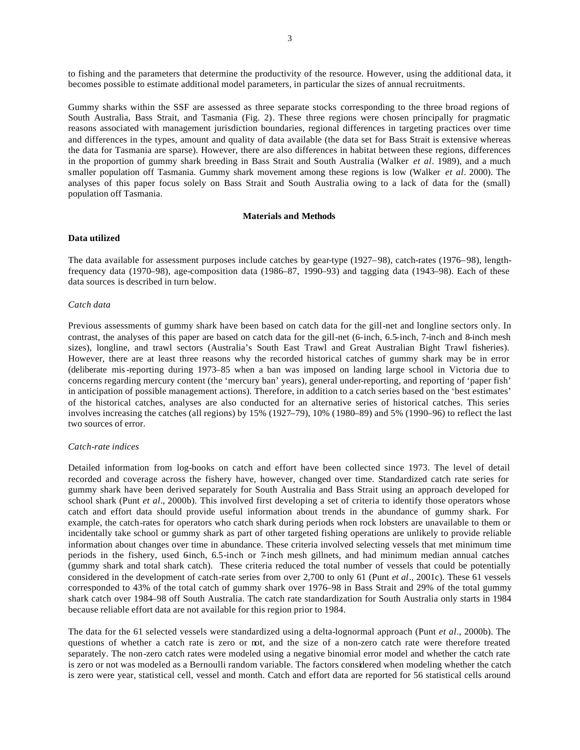to fishing and the parameters that determine the productivity of the resource. However, using the additional data, it becomes possible to estimate additional model parameters, in particular the sizes of annual recruitments.

Gummy sharks within the SSF are assessed as three separate stocks corresponding to the three broad regions of South Australia, Bass Strait, and Tasmania (Fig. 2). These three regions were chosen principally for pragmatic reasons associated with management jurisdiction boundaries, regional differences in targeting practices over time and differences in the types, amount and quality of data available (the data set for Bass Strait is extensive whereas the data for Tasmania are sparse). However, there are also differences in habitat between these regions, differences in the proportion of gummy shark breeding in Bass Strait and South Australia (Walker *et al*. 1989), and a much smaller population off Tasmania. Gummy shark movement among these regions is low (Walker *et al*. 2000). The analyses of this paper focus solely on Bass Strait and South Australia owing to a lack of data for the (small) population off Tasmania.

## Materials and Methods

### Data utilized

The data available for assessment purposes include catches by gear-type (1927–98), catch-rates (1976–98), length-frequency data (1970–98), age-composition data (1986–87, 1990–93) and tagging data (1943–98). Each of these data sources is described in turn below.

#### *Catch data*

Previous assessments of gummy shark have been based on catch data for the gill-net and longline sectors only. In contrast, the analyses of this paper are based on catch data for the gill-net (6-inch, 6.5-inch, 7-inch and 8-inch mesh sizes), longline, and trawl sectors (Australia's South East Trawl and Great Australian Bight Trawl fisheries). However, there are at least three reasons why the recorded historical catches of gummy shark may be in error (deliberate mis-reporting during 1973–85 when a ban was imposed on landing large school in Victoria due to concerns regarding mercury content (the 'mercury ban' years), general under-reporting, and reporting of 'paper fish' in anticipation of possible management actions). Therefore, in addition to a catch series based on the 'best estimates' of the historical catches, analyses are also conducted for an alternative series of historical catches. This series involves increasing the catches (all regions) by 15% (1927–79), 10% (1980–89) and 5% (1990–96) to reflect the last two sources of error.

#### *Catch-rate indices*

Detailed information from log-books on catch and effort have been collected since 1973. The level of detail recorded and coverage across the fishery have, however, changed over time. Standardized catch rate series for gummy shark have been derived separately for South Australia and Bass Strait using an approach developed for school shark (Punt *et al*., 2000b). This involved first developing a set of criteria to identify those operators whose catch and effort data should provide useful information about trends in the abundance of gummy shark. For example, the catch-rates for operators who catch shark during periods when rock lobsters are unavailable to them or incidentally take school or gummy shark as part of other targeted fishing operations are unlikely to provide reliable information about changes over time in abundance. These criteria involved selecting vessels that met minimum time periods in the fishery, used 6-inch, 6.5-inch or 7-inch mesh gillnets, and had minimum median annual catches (gummy shark and total shark catch). These criteria reduced the total number of vessels that could be potentially considered in the development of catch-rate series from over 2,700 to only 61 (Punt *et al*., 2001c). These 61 vessels corresponded to 43% of the total catch of gummy shark over 1976–98 in Bass Strait and 29% of the total gummy shark catch over 1984–98 off South Australia. The catch rate standardization for South Australia only starts in 1984 because reliable effort data are not available for this region prior to 1984.

The data for the 61 selected vessels were standardized using a delta-lognormal approach (Punt *et al*., 2000b). The questions of whether a catch rate is zero or not, and the size of a non-zero catch rate were therefore treated separately. The non-zero catch rates were modeled using a negative binomial error model and whether the catch rate is zero or not was modeled as a Bernoulli random variable. The factors considered when modeling whether the catch is zero were year, statistical cell, vessel and month. Catch and effort data are reported for 56 statistical cells around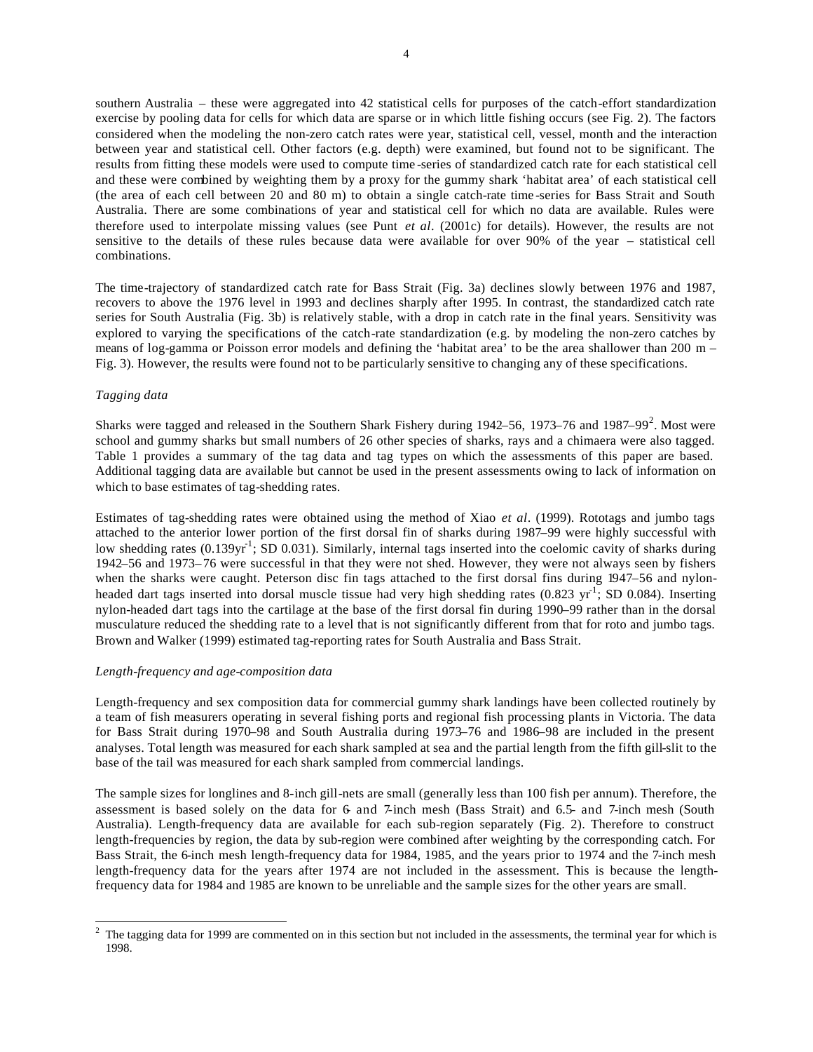southern Australia – these were aggregated into 42 statistical cells for purposes of the catch-effort standardization exercise by pooling data for cells for which data are sparse or in which little fishing occurs (see Fig. 2). The factors considered when the modeling the non-zero catch rates were year, statistical cell, vessel, month and the interaction between year and statistical cell. Other factors (e.g. depth) were examined, but found not to be significant. The results from fitting these models were used to compute time-series of standardized catch rate for each statistical cell and these were combined by weighting them by a proxy for the gummy shark 'habitat area' of each statistical cell (the area of each cell between 20 and 80 m) to obtain a single catch-rate time-series for Bass Strait and South Australia. There are some combinations of year and statistical cell for which no data are available. Rules were therefore used to interpolate missing values (see Punt *et al*. (2001c) for details). However, the results are not sensitive to the details of these rules because data were available for over 90% of the year – statistical cell combinations.

The time-trajectory of standardized catch rate for Bass Strait (Fig. 3a) declines slowly between 1976 and 1987, recovers to above the 1976 level in 1993 and declines sharply after 1995. In contrast, the standardized catch rate series for South Australia (Fig. 3b) is relatively stable, with a drop in catch rate in the final years. Sensitivity was explored to varying the specifications of the catch-rate standardization (e.g. by modeling the non-zero catches by means of log-gamma or Poisson error models and defining the 'habitat area' to be the area shallower than 200 m – Fig. 3). However, the results were found not to be particularly sensitive to changing any of these specifications.

*Tagging data*

Sharks were tagged and released in the Southern Shark Fishery during 1942–56, 1973–76 and 1987–99[2]. Most were school and gummy sharks but small numbers of 26 other species of sharks, rays and a chimaera were also tagged. Table 1 provides a summary of the tag data and tag types on which the assessments of this paper are based. Additional tagging data are available but cannot be used in the present assessments owing to lack of information on which to base estimates of tag-shedding rates.

Estimates of tag-shedding rates were obtained using the method of Xiao *et al*. (1999). Rototags and jumbo tags attached to the anterior lower portion of the first dorsal fin of sharks during 1987–99 were highly successful with low shedding rates (0.139$\text{yr}^{-1}$; SD 0.031). Similarly, internal tags inserted into the coelomic cavity of sharks during 1942–56 and 1973–76 were successful in that they were not shed. However, they were not always seen by fishers when the sharks were caught. Peterson disc fin tags attached to the first dorsal fins during 1947–56 and nylon-headed dart tags inserted into dorsal muscle tissue had very high shedding rates (0.823 $\text{yr}^{-1}$; SD 0.084). Inserting nylon-headed dart tags into the cartilage at the base of the first dorsal fin during 1990–99 rather than in the dorsal musculature reduced the shedding rate to a level that is not significantly different from that for roto and jumbo tags. Brown and Walker (1999) estimated tag-reporting rates for South Australia and Bass Strait.

*Length-frequency and age-composition data*

Length-frequency and sex composition data for commercial gummy shark landings have been collected routinely by a team of fish measurers operating in several fishing ports and regional fish processing plants in Victoria. The data for Bass Strait during 1970–98 and South Australia during 1973–76 and 1986–98 are included in the present analyses. Total length was measured for each shark sampled at sea and the partial length from the fifth gill-slit to the base of the tail was measured for each shark sampled from commercial landings.

The sample sizes for longlines and 8-inch gill-nets are small (generally less than 100 fish per annum). Therefore, the assessment is based solely on the data for 6- and 7-inch mesh (Bass Strait) and 6.5- and 7-inch mesh (South Australia). Length-frequency data are available for each sub-region separately (Fig. 2). Therefore to construct length-frequencies by region, the data by sub-region were combined after weighting by the corresponding catch. For Bass Strait, the 6-inch mesh length-frequency data for 1984, 1985, and the years prior to 1974 and the 7-inch mesh length-frequency data for the years after 1974 are not included in the assessment. This is because the length-frequency data for 1984 and 1985 are known to be unreliable and the sample sizes for the other years are small.

[2] The tagging data for 1999 are commented on in this section but not included in the assessments, the terminal year for which is 1998.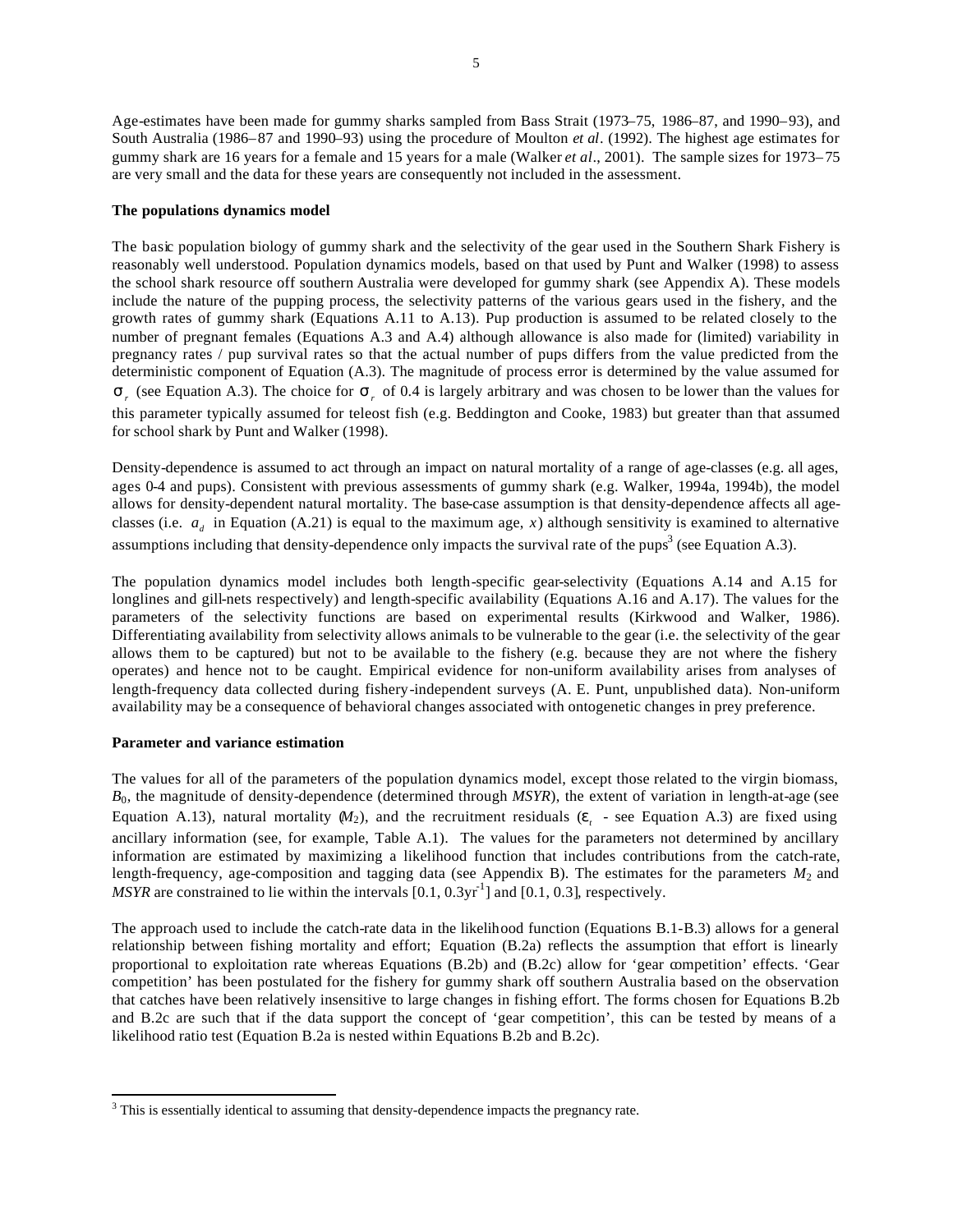Age-estimates have been made for gummy sharks sampled from Bass Strait (1973–75, 1986–87, and 1990–93), and South Australia (1986–87 and 1990–93) using the procedure of Moulton *et al*. (1992). The highest age estimates for gummy shark are 16 years for a female and 15 years for a male (Walker *et al*., 2001). The sample sizes for 1973–75 are very small and the data for these years are consequently not included in the assessment.

**The populations dynamics model**

The basic population biology of gummy shark and the selectivity of the gear used in the Southern Shark Fishery is reasonably well understood. Population dynamics models, based on that used by Punt and Walker (1998) to assess the school shark resource off southern Australia were developed for gummy shark (see Appendix A). These models include the nature of the pupping process, the selectivity patterns of the various gears used in the fishery, and the growth rates of gummy shark (Equations A.11 to A.13). Pup production is assumed to be related closely to the number of pregnant females (Equations A.3 and A.4) although allowance is also made for (limited) variability in pregnancy rates / pup survival rates so that the actual number of pups differs from the value predicted from the deterministic component of Equation (A.3). The magnitude of process error is determined by the value assumed for $\sigma_r$ (see Equation A.3). The choice for $\sigma_r$ of 0.4 is largely arbitrary and was chosen to be lower than the values for this parameter typically assumed for teleost fish (e.g. Beddington and Cooke, 1983) but greater than that assumed for school shark by Punt and Walker (1998).

Density-dependence is assumed to act through an impact on natural mortality of a range of age-classes (e.g. all ages, ages 0-4 and pups). Consistent with previous assessments of gummy shark (e.g. Walker, 1994a, 1994b), the model allows for density-dependent natural mortality. The base-case assumption is that density-dependence affects all age-classes (i.e. $a_d$ in Equation (A.21) is equal to the maximum age, $x$) although sensitivity is examined to alternative assumptions including that density-dependence only impacts the survival rate of the pups[3] (see Equation A.3).

The population dynamics model includes both length-specific gear-selectivity (Equations A.14 and A.15 for longlines and gill-nets respectively) and length-specific availability (Equations A.16 and A.17). The values for the parameters of the selectivity functions are based on experimental results (Kirkwood and Walker, 1986). Differentiating availability from selectivity allows animals to be vulnerable to the gear (i.e. the selectivity of the gear allows them to be captured) but not to be available to the fishery (e.g. because they are not where the fishery operates) and hence not to be caught. Empirical evidence for non-uniform availability arises from analyses of length-frequency data collected during fishery-independent surveys (A. E. Punt, unpublished data). Non-uniform availability may be a consequence of behavioral changes associated with ontogenetic changes in prey preference.

**Parameter and variance estimation**

The values for all of the parameters of the population dynamics model, except those related to the virgin biomass, $B_0$, the magnitude of density-dependence (determined through *MSYR*), the extent of variation in length-at-age (see Equation A.13), natural mortality ($M_2$), and the recruitment residuals ($\varepsilon_t$ - see Equation A.3) are fixed using ancillary information (see, for example, Table A.1). The values for the parameters not determined by ancillary information are estimated by maximizing a likelihood function that includes contributions from the catch-rate, length-frequency, age-composition and tagging data (see Appendix B). The estimates for the parameters $M_2$ and *MSYR* are constrained to lie within the intervals [0.1, 0.3yr$^{-1}$] and [0.1, 0.3], respectively.

The approach used to include the catch-rate data in the likelihood function (Equations B.1-B.3) allows for a general relationship between fishing mortality and effort; Equation (B.2a) reflects the assumption that effort is linearly proportional to exploitation rate whereas Equations (B.2b) and (B.2c) allow for 'gear competition' effects. 'Gear competition' has been postulated for the fishery for gummy shark off southern Australia based on the observation that catches have been relatively insensitive to large changes in fishing effort. The forms chosen for Equations B.2b and B.2c are such that if the data support the concept of 'gear competition', this can be tested by means of a likelihood ratio test (Equation B.2a is nested within Equations B.2b and B.2c).

[3] This is essentially identical to assuming that density-dependence impacts the pregnancy rate.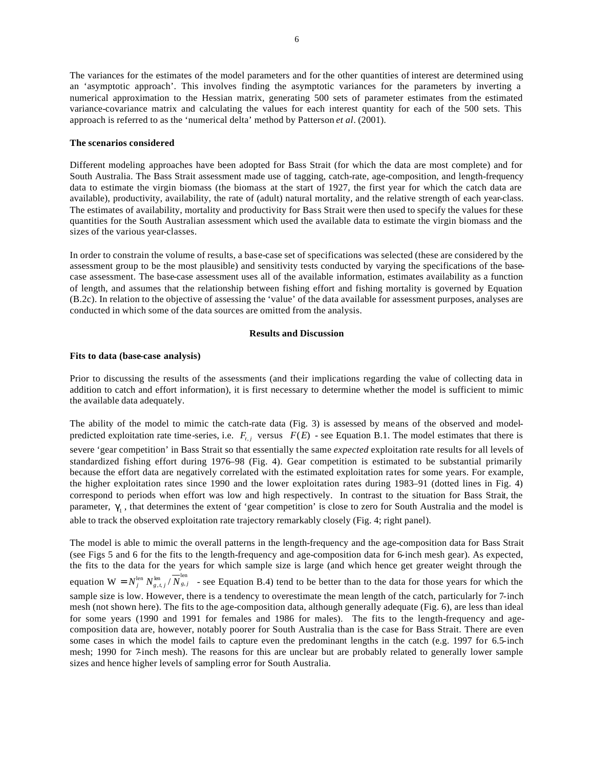The variances for the estimates of the model parameters and for the other quantities of interest are determined using an 'asymptotic approach'. This involves finding the asymptotic variances for the parameters by inverting a numerical approximation to the Hessian matrix, generating 500 sets of parameter estimates from the estimated variance-covariance matrix and calculating the values for each interest quantity for each of the 500 sets. This approach is referred to as the 'numerical delta' method by Patterson *et al*. (2001).

**The scenarios considered**

Different modeling approaches have been adopted for Bass Strait (for which the data are most complete) and for South Australia. The Bass Strait assessment made use of tagging, catch-rate, age-composition, and length-frequency data to estimate the virgin biomass (the biomass at the start of 1927, the first year for which the catch data are available), productivity, availability, the rate of (adult) natural mortality, and the relative strength of each year-class. The estimates of availability, mortality and productivity for Bass Strait were then used to specify the values for these quantities for the South Australian assessment which used the available data to estimate the virgin biomass and the sizes of the various year-classes.

In order to constrain the volume of results, a base-case set of specifications was selected (these are considered by the assessment group to be the most plausible) and sensitivity tests conducted by varying the specifications of the base-case assessment. The base-case assessment uses all of the available information, estimates availability as a function of length, and assumes that the relationship between fishing effort and fishing mortality is governed by Equation (B.2c). In relation to the objective of assessing the 'value' of the data available for assessment purposes, analyses are conducted in which some of the data sources are omitted from the analysis.

## Results and Discussion

**Fits to data (base-case analysis)**

Prior to discussing the results of the assessments (and their implications regarding the value of collecting data in addition to catch and effort information), it is first necessary to determine whether the model is sufficient to mimic the available data adequately.

The ability of the model to mimic the catch-rate data (Fig. 3) is assessed by means of the observed and model-predicted exploitation rate time-series, i.e. $F_{t,j}$ versus $F(E)$ - see Equation B.1. The model estimates that there is severe 'gear competition' in Bass Strait so that essentially the same *expected* exploitation rate results for all levels of standardized fishing effort during 1976–98 (Fig. 4). Gear competition is estimated to be substantial primarily because the effort data are negatively correlated with the estimated exploitation rates for some years. For example, the higher exploitation rates since 1990 and the lower exploitation rates during 1983–91 (dotted lines in Fig. 4) correspond to periods when effort was low and high respectively. In contrast to the situation for Bass Strait, the parameter, $\gamma_1$, that determines the extent of 'gear competition' is close to zero for South Australia and the model is able to track the observed exploitation rate trajectory remarkably closely (Fig. 4; right panel).

The model is able to mimic the overall patterns in the length-frequency and the age-composition data for Bass Strait (see Figs 5 and 6 for the fits to the length-frequency and age-composition data for 6-inch mesh gear). As expected, the fits to the data for the years for which sample size is large (and which hence get greater weight through the equation $W = N_j^{len} N_{g,t,j}^{len} / \overline{N}_{g,j}^{len}$ - see Equation B.4) tend to be better than to the data for those years for which the sample size is low. However, there is a tendency to overestimate the mean length of the catch, particularly for 7-inch mesh (not shown here). The fits to the age-composition data, although generally adequate (Fig. 6), are less than ideal for some years (1990 and 1991 for females and 1986 for males). The fits to the length-frequency and age-composition data are, however, notably poorer for South Australia than is the case for Bass Strait. There are even some cases in which the model fails to capture even the predominant lengths in the catch (e.g. 1997 for 6.5-inch mesh; 1990 for 7-inch mesh). The reasons for this are unclear but are probably related to generally lower sample sizes and hence higher levels of sampling error for South Australia.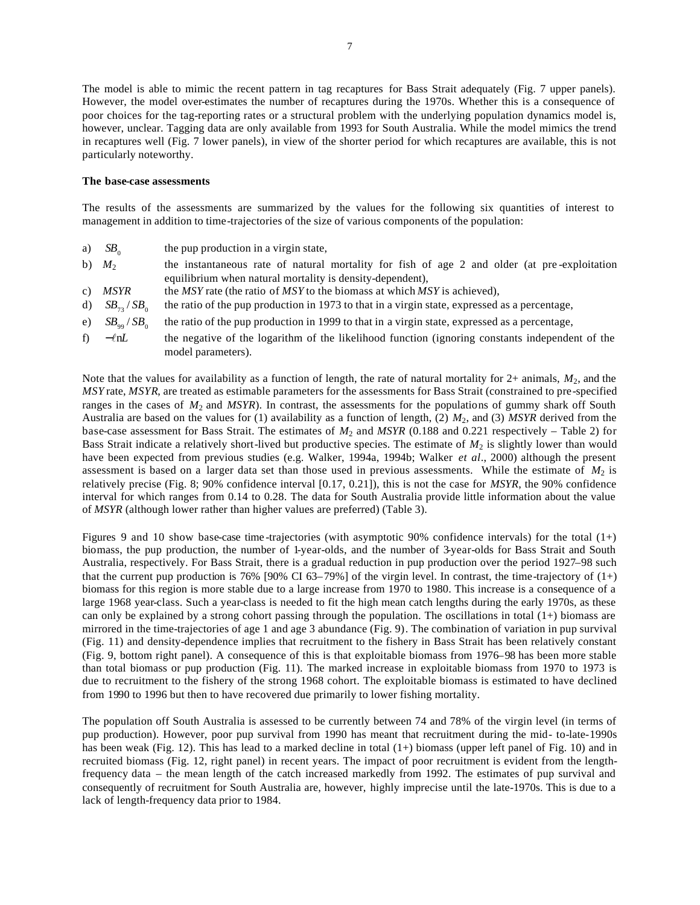The model is able to mimic the recent pattern in tag recaptures for Bass Strait adequately (Fig. 7 upper panels). However, the model over-estimates the number of recaptures during the 1970s. Whether this is a consequence of poor choices for the tag-reporting rates or a structural problem with the underlying population dynamics model is, however, unclear. Tagging data are only available from 1993 for South Australia. While the model mimics the trend in recaptures well (Fig. 7 lower panels), in view of the shorter period for which recaptures are available, this is not particularly noteworthy.

**The base-case assessments**

The results of the assessments are summarized by the values for the following six quantities of interest to management in addition to time-trajectories of the size of various components of the population:

a) $SB_0$ the pup production in a virgin state,

b) $M_2$ the instantaneous rate of natural mortality for fish of age 2 and older (at pre-exploitation equilibrium when natural mortality is density-dependent),

c) *MSYR* the *MSY* rate (the ratio of *MSY* to the biomass at which *MSY* is achieved),

d) $SB_{73}/SB_0$ the ratio of the pup production in 1973 to that in a virgin state, expressed as a percentage,

e) $SB_{99}/SB_0$ the ratio of the pup production in 1999 to that in a virgin state, expressed as a percentage,

f) $-\ell nL$ the negative of the logarithm of the likelihood function (ignoring constants independent of the model parameters).

Note that the values for availability as a function of length, the rate of natural mortality for 2+ animals, $M_2$, and the *MSY* rate, *MSYR*, are treated as estimable parameters for the assessments for Bass Strait (constrained to pre-specified ranges in the cases of $M_2$ and *MSYR*). In contrast, the assessments for the populations of gummy shark off South Australia are based on the values for (1) availability as a function of length, (2) $M_2$, and (3) *MSYR* derived from the base-case assessment for Bass Strait. The estimates of $M_2$ and *MSYR* (0.188 and 0.221 respectively – Table 2) for Bass Strait indicate a relatively short-lived but productive species. The estimate of $M_2$ is slightly lower than would have been expected from previous studies (e.g. Walker, 1994a, 1994b; Walker *et al*., 2000) although the present assessment is based on a larger data set than those used in previous assessments. While the estimate of $M_2$ is relatively precise (Fig. 8; 90% confidence interval [0.17, 0.21]), this is not the case for *MSYR*, the 90% confidence interval for which ranges from 0.14 to 0.28. The data for South Australia provide little information about the value of *MSYR* (although lower rather than higher values are preferred) (Table 3).

Figures 9 and 10 show base-case time-trajectories (with asymptotic 90% confidence intervals) for the total (1+) biomass, the pup production, the number of 1-year-olds, and the number of 3-year-olds for Bass Strait and South Australia, respectively. For Bass Strait, there is a gradual reduction in pup production over the period 1927–98 such that the current pup production is 76% [90% CI 63–79%] of the virgin level. In contrast, the time-trajectory of (1+) biomass for this region is more stable due to a large increase from 1970 to 1980. This increase is a consequence of a large 1968 year-class. Such a year-class is needed to fit the high mean catch lengths during the early 1970s, as these can only be explained by a strong cohort passing through the population. The oscillations in total (1+) biomass are mirrored in the time-trajectories of age 1 and age 3 abundance (Fig. 9). The combination of variation in pup survival (Fig. 11) and density-dependence implies that recruitment to the fishery in Bass Strait has been relatively constant (Fig. 9, bottom right panel). A consequence of this is that exploitable biomass from 1976–98 has been more stable than total biomass or pup production (Fig. 11). The marked increase in exploitable biomass from 1970 to 1973 is due to recruitment to the fishery of the strong 1968 cohort. The exploitable biomass is estimated to have declined from 1990 to 1996 but then to have recovered due primarily to lower fishing mortality.

The population off South Australia is assessed to be currently between 74 and 78% of the virgin level (in terms of pup production). However, poor pup survival from 1990 has meant that recruitment during the mid- to-late-1990s has been weak (Fig. 12). This has lead to a marked decline in total (1+) biomass (upper left panel of Fig. 10) and in recruited biomass (Fig. 12, right panel) in recent years. The impact of poor recruitment is evident from the length-frequency data – the mean length of the catch increased markedly from 1992. The estimates of pup survival and consequently of recruitment for South Australia are, however, highly imprecise until the late-1970s. This is due to a lack of length-frequency data prior to 1984.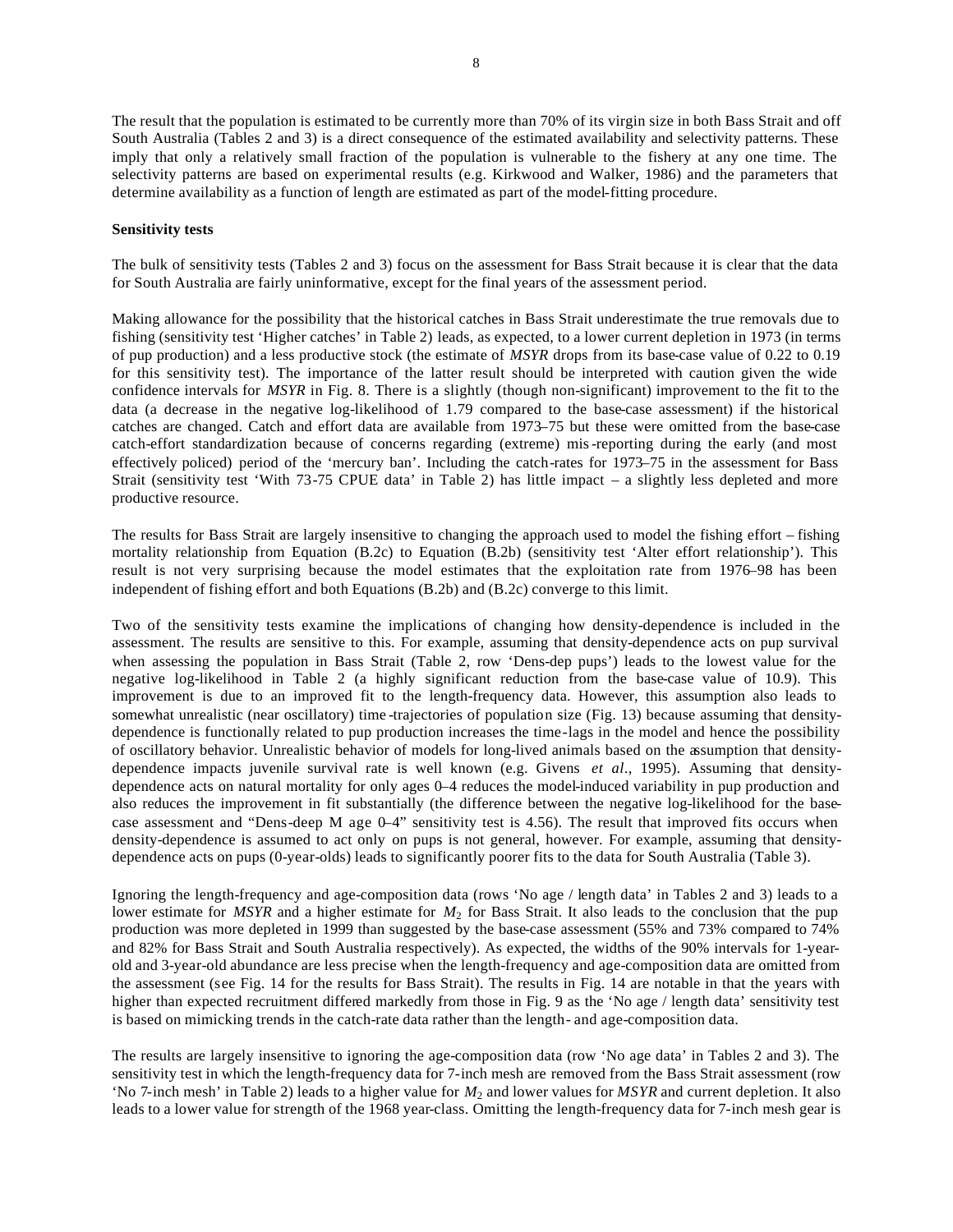The result that the population is estimated to be currently more than 70% of its virgin size in both Bass Strait and off South Australia (Tables 2 and 3) is a direct consequence of the estimated availability and selectivity patterns. These imply that only a relatively small fraction of the population is vulnerable to the fishery at any one time. The selectivity patterns are based on experimental results (e.g. Kirkwood and Walker, 1986) and the parameters that determine availability as a function of length are estimated as part of the model-fitting procedure.

**Sensitivity tests**

The bulk of sensitivity tests (Tables 2 and 3) focus on the assessment for Bass Strait because it is clear that the data for South Australia are fairly uninformative, except for the final years of the assessment period.

Making allowance for the possibility that the historical catches in Bass Strait underestimate the true removals due to fishing (sensitivity test 'Higher catches' in Table 2) leads, as expected, to a lower current depletion in 1973 (in terms of pup production) and a less productive stock (the estimate of *MSYR* drops from its base-case value of 0.22 to 0.19 for this sensitivity test). The importance of the latter result should be interpreted with caution given the wide confidence intervals for *MSYR* in Fig. 8. There is a slightly (though non-significant) improvement to the fit to the data (a decrease in the negative log-likelihood of 1.79 compared to the base-case assessment) if the historical catches are changed. Catch and effort data are available from 1973–75 but these were omitted from the base-case catch-effort standardization because of concerns regarding (extreme) mis-reporting during the early (and most effectively policed) period of the 'mercury ban'. Including the catch-rates for 1973–75 in the assessment for Bass Strait (sensitivity test 'With 73-75 CPUE data' in Table 2) has little impact – a slightly less depleted and more productive resource.

The results for Bass Strait are largely insensitive to changing the approach used to model the fishing effort – fishing mortality relationship from Equation (B.2c) to Equation (B.2b) (sensitivity test 'Alter effort relationship'). This result is not very surprising because the model estimates that the exploitation rate from 1976–98 has been independent of fishing effort and both Equations (B.2b) and (B.2c) converge to this limit.

Two of the sensitivity tests examine the implications of changing how density-dependence is included in the assessment. The results are sensitive to this. For example, assuming that density-dependence acts on pup survival when assessing the population in Bass Strait (Table 2, row 'Dens-dep pups') leads to the lowest value for the negative log-likelihood in Table 2 (a highly significant reduction from the base-case value of 10.9). This improvement is due to an improved fit to the length-frequency data. However, this assumption also leads to somewhat unrealistic (near oscillatory) time-trajectories of population size (Fig. 13) because assuming that density-dependence is functionally related to pup production increases the time-lags in the model and hence the possibility of oscillatory behavior. Unrealistic behavior of models for long-lived animals based on the assumption that density-dependence impacts juvenile survival rate is well known (e.g. Givens *et al*., 1995). Assuming that density-dependence acts on natural mortality for only ages 0–4 reduces the model-induced variability in pup production and also reduces the improvement in fit substantially (the difference between the negative log-likelihood for the base-case assessment and "Dens-deep M age 0–4" sensitivity test is 4.56). The result that improved fits occurs when density-dependence is assumed to act only on pups is not general, however. For example, assuming that density-dependence acts on pups (0-year-olds) leads to significantly poorer fits to the data for South Australia (Table 3).

Ignoring the length-frequency and age-composition data (rows 'No age / length data' in Tables 2 and 3) leads to a lower estimate for *MSYR* and a higher estimate for $M_2$ for Bass Strait. It also leads to the conclusion that the pup production was more depleted in 1999 than suggested by the base-case assessment (55% and 73% compared to 74% and 82% for Bass Strait and South Australia respectively). As expected, the widths of the 90% intervals for 1-year-old and 3-year-old abundance are less precise when the length-frequency and age-composition data are omitted from the assessment (see Fig. 14 for the results for Bass Strait). The results in Fig. 14 are notable in that the years with higher than expected recruitment differed markedly from those in Fig. 9 as the 'No age / length data' sensitivity test is based on mimicking trends in the catch-rate data rather than the length- and age-composition data.

The results are largely insensitive to ignoring the age-composition data (row 'No age data' in Tables 2 and 3). The sensitivity test in which the length-frequency data for 7-inch mesh are removed from the Bass Strait assessment (row 'No 7-inch mesh' in Table 2) leads to a higher value for $M_2$ and lower values for *MSYR* and current depletion. It also leads to a lower value for strength of the 1968 year-class. Omitting the length-frequency data for 7-inch mesh gear is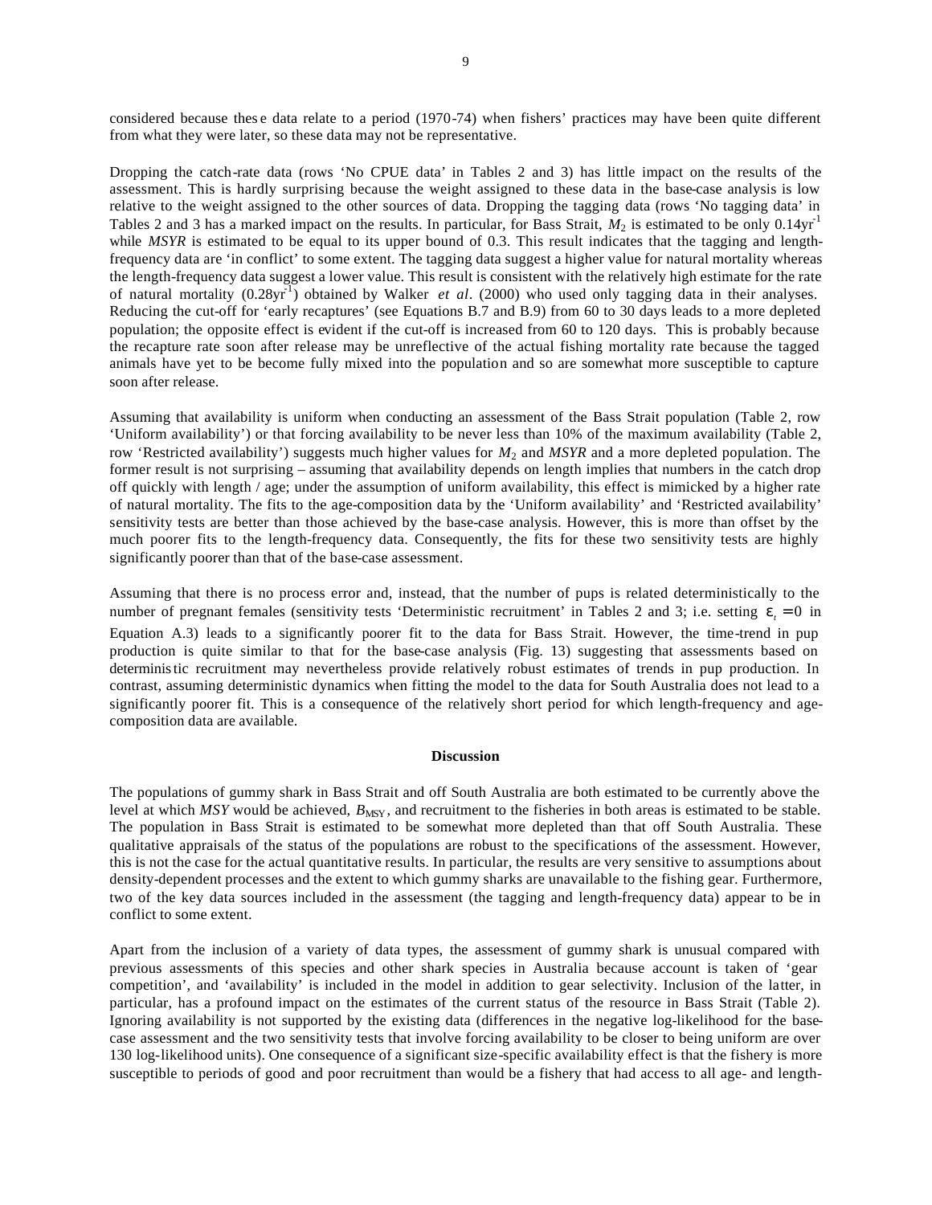considered because these data relate to a period (1970-74) when fishers' practices may have been quite different from what they were later, so these data may not be representative.

Dropping the catch-rate data (rows 'No CPUE data' in Tables 2 and 3) has little impact on the results of the assessment. This is hardly surprising because the weight assigned to these data in the base-case analysis is low relative to the weight assigned to the other sources of data. Dropping the tagging data (rows 'No tagging data' in Tables 2 and 3 has a marked impact on the results. In particular, for Bass Strait, $M_2$ is estimated to be only 0.14yr$^{-1}$ while *MSYR* is estimated to be equal to its upper bound of 0.3. This result indicates that the tagging and length-frequency data are 'in conflict' to some extent. The tagging data suggest a higher value for natural mortality whereas the length-frequency data suggest a lower value. This result is consistent with the relatively high estimate for the rate of natural mortality (0.28yr$^{-1}$) obtained by Walker *et al*. (2000) who used only tagging data in their analyses. Reducing the cut-off for 'early recaptures' (see Equations B.7 and B.9) from 60 to 30 days leads to a more depleted population; the opposite effect is evident if the cut-off is increased from 60 to 120 days. This is probably because the recapture rate soon after release may be unreflective of the actual fishing mortality rate because the tagged animals have yet to be become fully mixed into the population and so are somewhat more susceptible to capture soon after release.

Assuming that availability is uniform when conducting an assessment of the Bass Strait population (Table 2, row 'Uniform availability') or that forcing availability to be never less than 10% of the maximum availability (Table 2, row 'Restricted availability') suggests much higher values for $M_2$ and *MSYR* and a more depleted population. The former result is not surprising – assuming that availability depends on length implies that numbers in the catch drop off quickly with length / age; under the assumption of uniform availability, this effect is mimicked by a higher rate of natural mortality. The fits to the age-composition data by the 'Uniform availability' and 'Restricted availability' sensitivity tests are better than those achieved by the base-case analysis. However, this is more than offset by the much poorer fits to the length-frequency data. Consequently, the fits for these two sensitivity tests are highly significantly poorer than that of the base-case assessment.

Assuming that there is no process error and, instead, that the number of pups is related deterministically to the number of pregnant females (sensitivity tests 'Deterministic recruitment' in Tables 2 and 3; i.e. setting $\varepsilon_t = 0$ in Equation A.3) leads to a significantly poorer fit to the data for Bass Strait. However, the time-trend in pup production is quite similar to that for the base-case analysis (Fig. 13) suggesting that assessments based on deterministic recruitment may nevertheless provide relatively robust estimates of trends in pup production. In contrast, assuming deterministic dynamics when fitting the model to the data for South Australia does not lead to a significantly poorer fit. This is a consequence of the relatively short period for which length-frequency and age-composition data are available.

## Discussion

The populations of gummy shark in Bass Strait and off South Australia are both estimated to be currently above the level at which *MSY* would be achieved, $B_{MSY}$, and recruitment to the fisheries in both areas is estimated to be stable. The population in Bass Strait is estimated to be somewhat more depleted than that off South Australia. These qualitative appraisals of the status of the populations are robust to the specifications of the assessment. However, this is not the case for the actual quantitative results. In particular, the results are very sensitive to assumptions about density-dependent processes and the extent to which gummy sharks are unavailable to the fishing gear. Furthermore, two of the key data sources included in the assessment (the tagging and length-frequency data) appear to be in conflict to some extent.

Apart from the inclusion of a variety of data types, the assessment of gummy shark is unusual compared with previous assessments of this species and other shark species in Australia because account is taken of 'gear competition', and 'availability' is included in the model in addition to gear selectivity. Inclusion of the latter, in particular, has a profound impact on the estimates of the current status of the resource in Bass Strait (Table 2). Ignoring availability is not supported by the existing data (differences in the negative log-likelihood for the base-case assessment and the two sensitivity tests that involve forcing availability to be closer to being uniform are over 130 log-likelihood units). One consequence of a significant size-specific availability effect is that the fishery is more susceptible to periods of good and poor recruitment than would be a fishery that had access to all age- and length-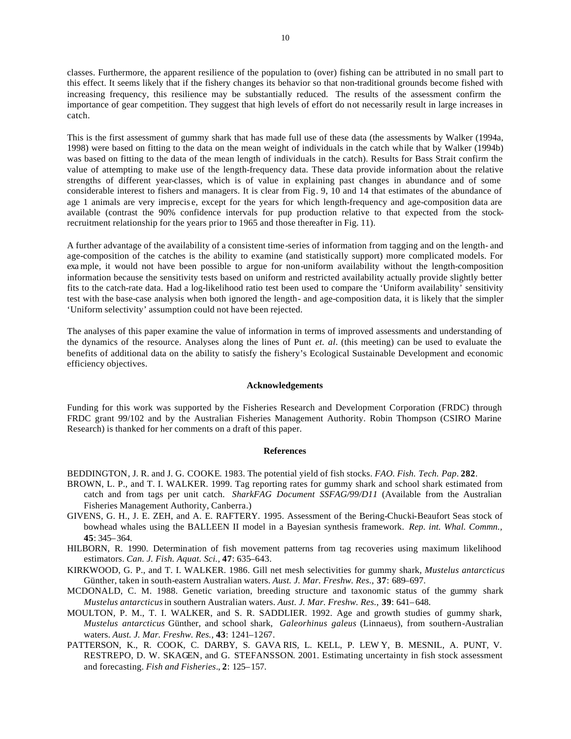classes. Furthermore, the apparent resilience of the population to (over) fishing can be attributed in no small part to this effect. It seems likely that if the fishery changes its behavior so that non-traditional grounds become fished with increasing frequency, this resilience may be substantially reduced. The results of the assessment confirm the importance of gear competition. They suggest that high levels of effort do not necessarily result in large increases in catch.

This is the first assessment of gummy shark that has made full use of these data (the assessments by Walker (1994a, 1998) were based on fitting to the data on the mean weight of individuals in the catch while that by Walker (1994b) was based on fitting to the data of the mean length of individuals in the catch). Results for Bass Strait confirm the value of attempting to make use of the length-frequency data. These data provide information about the relative strengths of different year-classes, which is of value in explaining past changes in abundance and of some considerable interest to fishers and managers. It is clear from Fig. 9, 10 and 14 that estimates of the abundance of age 1 animals are very imprecise, except for the years for which length-frequency and age-composition data are available (contrast the 90% confidence intervals for pup production relative to that expected from the stock-recruitment relationship for the years prior to 1965 and those thereafter in Fig. 11).

A further advantage of the availability of a consistent time-series of information from tagging and on the length- and age-composition of the catches is the ability to examine (and statistically support) more complicated models. For example, it would not have been possible to argue for non-uniform availability without the length-composition information because the sensitivity tests based on uniform and restricted availability actually provide slightly better fits to the catch-rate data. Had a log-likelihood ratio test been used to compare the 'Uniform availability' sensitivity test with the base-case analysis when both ignored the length- and age-composition data, it is likely that the simpler 'Uniform selectivity' assumption could not have been rejected.

The analyses of this paper examine the value of information in terms of improved assessments and understanding of the dynamics of the resource. Analyses along the lines of Punt *et. al*. (this meeting) can be used to evaluate the benefits of additional data on the ability to satisfy the fishery's Ecological Sustainable Development and economic efficiency objectives.

## Acknowledgements

Funding for this work was supported by the Fisheries Research and Development Corporation (FRDC) through FRDC grant 99/102 and by the Australian Fisheries Management Authority. Robin Thompson (CSIRO Marine Research) is thanked for her comments on a draft of this paper.

## References

BEDDINGTON, J. R. and J. G. COOKE. 1983. The potential yield of fish stocks. *FAO. Fish. Tech. Pap*. **282**.

BROWN, L. P., and T. I. WALKER. 1999. Tag reporting rates for gummy shark and school shark estimated from catch and from tags per unit catch. *SharkFAG Document SSFAG/99/D11* (Available from the Australian Fisheries Management Authority, Canberra.)

GIVENS, G. H., J. E. ZEH, and A. E. RAFTERY. 1995. Assessment of the Bering-Chucki-Beaufort Seas stock of bowhead whales using the BALLEEN II model in a Bayesian synthesis framework. *Rep. int. Whal. Commn.*, **45**: 345–364.

HILBORN, R. 1990. Determination of fish movement patterns from tag recoveries using maximum likelihood estimators. *Can. J. Fish. Aquat. Sci.*, **47**: 635–643.

KIRKWOOD, G. P., and T. I. WALKER. 1986. Gill net mesh selectivities for gummy shark, *Mustelus antarcticus* Günther, taken in south-eastern Australian waters. *Aust. J. Mar. Freshw. Res.*, **37**: 689–697.

MCDONALD, C. M. 1988. Genetic variation, breeding structure and taxonomic status of the gummy shark *Mustelus antarcticus* in southern Australian waters. *Aust. J. Mar. Freshw. Res.*, **39**: 641–648.

MOULTON, P. M., T. I. WALKER, and S. R. SADDLIER. 1992. Age and growth studies of gummy shark, *Mustelus antarcticus* Günther, and school shark, *Galeorhinus galeus* (Linnaeus), from southern-Australian waters. *Aust. J. Mar. Freshw. Res.*, **43**: 1241–1267.

PATTERSON, K., R. COOK, C. DARBY, S. GAVARIS, L. KELL, P. LEWY, B. MESNIL, A. PUNT, V. RESTREPO, D. W. SKAGEN, and G. STEFANSSON. 2001. Estimating uncertainty in fish stock assessment and forecasting. *Fish and Fisheries*., **2**: 125–157.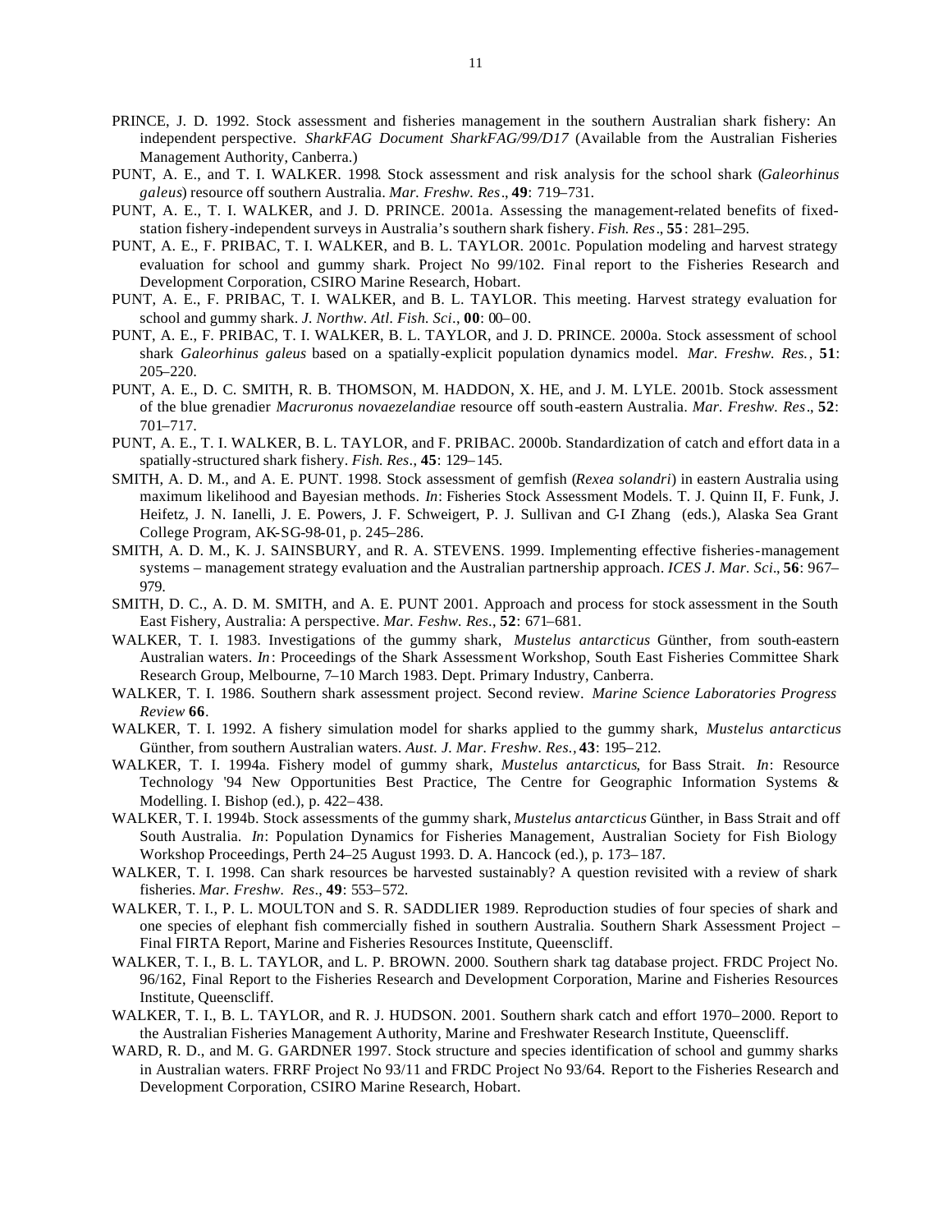PRINCE, J. D. 1992. Stock assessment and fisheries management in the southern Australian shark fishery: An independent perspective. *SharkFAG Document SharkFAG/99/D17* (Available from the Australian Fisheries Management Authority, Canberra.)

PUNT, A. E., and T. I. WALKER. 1998. Stock assessment and risk analysis for the school shark (*Galeorhinus galeus*) resource off southern Australia. *Mar. Freshw. Res*., **49**: 719–731.

PUNT, A. E., T. I. WALKER, and J. D. PRINCE. 2001a. Assessing the management-related benefits of fixed-station fishery-independent surveys in Australia's southern shark fishery. *Fish. Res*., **55**: 281–295.

PUNT, A. E., F. PRIBAC, T. I. WALKER, and B. L. TAYLOR. 2001c. Population modeling and harvest strategy evaluation for school and gummy shark. Project No 99/102. Final report to the Fisheries Research and Development Corporation, CSIRO Marine Research, Hobart.

PUNT, A. E., F. PRIBAC, T. I. WALKER, and B. L. TAYLOR. This meeting. Harvest strategy evaluation for school and gummy shark. *J. Northw. Atl. Fish. Sci*., **00**: 00–00.

PUNT, A. E., F. PRIBAC, T. I. WALKER, B. L. TAYLOR, and J. D. PRINCE. 2000a. Stock assessment of school shark *Galeorhinus galeus* based on a spatially-explicit population dynamics model. *Mar. Freshw. Res.*, **51**: 205–220.

PUNT, A. E., D. C. SMITH, R. B. THOMSON, M. HADDON, X. HE, and J. M. LYLE. 2001b. Stock assessment of the blue grenadier *Macruronus novaezelandiae* resource off south-eastern Australia. *Mar. Freshw. Res*., **52**: 701–717.

PUNT, A. E., T. I. WALKER, B. L. TAYLOR, and F. PRIBAC. 2000b. Standardization of catch and effort data in a spatially-structured shark fishery. *Fish. Res*., **45**: 129–145.

SMITH, A. D. M., and A. E. PUNT. 1998. Stock assessment of gemfish (*Rexea solandri*) in eastern Australia using maximum likelihood and Bayesian methods. *In*: Fisheries Stock Assessment Models. T. J. Quinn II, F. Funk, J. Heifetz, J. N. Ianelli, J. E. Powers, J. F. Schweigert, P. J. Sullivan and C-I Zhang (eds.), Alaska Sea Grant College Program, AK-SG-98-01, p. 245–286.

SMITH, A. D. M., K. J. SAINSBURY, and R. A. STEVENS. 1999. Implementing effective fisheries-management systems – management strategy evaluation and the Australian partnership approach. *ICES J. Mar. Sci*., **56**: 967–979.

SMITH, D. C., A. D. M. SMITH, and A. E. PUNT 2001. Approach and process for stock assessment in the South East Fishery, Australia: A perspective. *Mar. Feshw. Res.*, **52**: 671–681.

WALKER, T. I. 1983. Investigations of the gummy shark, *Mustelus antarcticus* Günther, from south-eastern Australian waters. *In*: Proceedings of the Shark Assessment Workshop, South East Fisheries Committee Shark Research Group, Melbourne, 7–10 March 1983. Dept. Primary Industry, Canberra.

WALKER, T. I. 1986. Southern shark assessment project. Second review. *Marine Science Laboratories Progress Review* **66**.

WALKER, T. I. 1992. A fishery simulation model for sharks applied to the gummy shark, *Mustelus antarcticus* Günther, from southern Australian waters. *Aust. J. Mar. Freshw. Res.*, **43**: 195–212.

WALKER, T. I. 1994a. Fishery model of gummy shark, *Mustelus antarcticus*, for Bass Strait. *In*: Resource Technology '94 New Opportunities Best Practice, The Centre for Geographic Information Systems & Modelling. I. Bishop (ed.), p. 422–438.

WALKER, T. I. 1994b. Stock assessments of the gummy shark, *Mustelus antarcticus* Günther, in Bass Strait and off South Australia. *In*: Population Dynamics for Fisheries Management, Australian Society for Fish Biology Workshop Proceedings, Perth 24–25 August 1993. D. A. Hancock (ed.), p. 173–187.

WALKER, T. I. 1998. Can shark resources be harvested sustainably? A question revisited with a review of shark fisheries. *Mar. Freshw. Res*., **49**: 553–572.

WALKER, T. I., P. L. MOULTON and S. R. SADDLIER 1989. Reproduction studies of four species of shark and one species of elephant fish commercially fished in southern Australia. Southern Shark Assessment Project – Final FIRTA Report, Marine and Fisheries Resources Institute, Queenscliff.

WALKER, T. I., B. L. TAYLOR, and L. P. BROWN. 2000. Southern shark tag database project. FRDC Project No. 96/162, Final Report to the Fisheries Research and Development Corporation, Marine and Fisheries Resources Institute, Queenscliff.

WALKER, T. I., B. L. TAYLOR, and R. J. HUDSON. 2001. Southern shark catch and effort 1970–2000. Report to the Australian Fisheries Management Authority, Marine and Freshwater Research Institute, Queenscliff.

WARD, R. D., and M. G. GARDNER 1997. Stock structure and species identification of school and gummy sharks in Australian waters. FRRF Project No 93/11 and FRDC Project No 93/64. Report to the Fisheries Research and Development Corporation, CSIRO Marine Research, Hobart.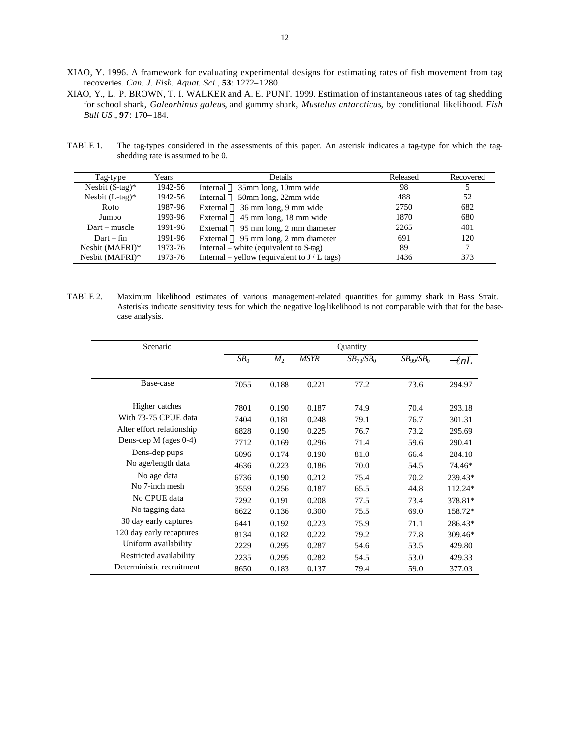XIAO, Y. 1996. A framework for evaluating experimental designs for estimating rates of fish movement from tag recoveries. *Can. J. Fish. Aquat. Sci.,* **53**: 1272–1280.

XIAO, Y., L. P. BROWN, T. I. WALKER and A. E. PUNT. 1999. Estimation of instantaneous rates of tag shedding for school shark, *Galeorhinus galeus*, and gummy shark, *Mustelus antarcticus*, by conditional likelihood. *Fish Bull US*., **97**: 170–184.

TABLE 1. The tag-types considered in the assessments of this paper. An asterisk indicates a tag-type for which the tag-shedding rate is assumed to be 0.

| Tag-type | Years | Details | Released | Recovered |
|---|---|---|---|---|
| Nesbit (S-tag)* | 1942-56 | Internal  35mm long, 10mm wide | 98 | 5 |
| Nesbit (L-tag)* | 1942-56 | Internal  50mm long, 22mm wide | 488 | 52 |
| Roto | 1987-96 | External  36 mm long, 9 mm wide | 2750 | 682 |
| Jumbo | 1993-96 | External  45 mm long, 18 mm wide | 1870 | 680 |
| Dart – muscle | 1991-96 | External  95 mm long, 2 mm diameter | 2265 | 401 |
| Dart – fin | 1991-96 | External  95 mm long, 2 mm diameter | 691 | 120 |
| Nesbit (MAFRI)* | 1973-76 | Internal – white (equivalent to S-tag) | 89 | 7 |
| Nesbit (MAFRI)* | 1973-76 | Internal – yellow (equivalent to J / L tags) | 1436 | 373 |

TABLE 2. Maximum likelihood estimates of various management-related quantities for gummy shark in Bass Strait. Asterisks indicate sensitivity tests for which the negative log-likelihood is not comparable with that for the base-case analysis.

| Scenario | Quantity | | | | | |
|---|---|---|---|---|---|---|
| | $SB_0$ | $M_2$ | *MSYR* | $SB_{73}/SB_0$ | $SB_{99}/SB_0$ | $-\ell nL$ |
| Base-case | 7055 | 0.188 | 0.221 | 77.2 | 73.6 | 294.97 |
| Higher catches | 7801 | 0.190 | 0.187 | 74.9 | 70.4 | 293.18 |
| With 73-75 CPUE data | 7404 | 0.181 | 0.248 | 79.1 | 76.7 | 301.31 |
| Alter effort relationship | 6828 | 0.190 | 0.225 | 76.7 | 73.2 | 295.69 |
| Dens-dep M (ages 0-4) | 7712 | 0.169 | 0.296 | 71.4 | 59.6 | 290.41 |
| Dens-dep pups | 6096 | 0.174 | 0.190 | 81.0 | 66.4 | 284.10 |
| No age/length data | 4636 | 0.223 | 0.186 | 70.0 | 54.5 | 74.46* |
| No age data | 6736 | 0.190 | 0.212 | 75.4 | 70.2 | 239.43* |
| No 7-inch mesh | 3559 | 0.256 | 0.187 | 65.5 | 44.8 | 112.24* |
| No CPUE data | 7292 | 0.191 | 0.208 | 77.5 | 73.4 | 378.81* |
| No tagging data | 6622 | 0.136 | 0.300 | 75.5 | 69.0 | 158.72* |
| 30 day early captures | 6441 | 0.192 | 0.223 | 75.9 | 71.1 | 286.43* |
| 120 day early recaptures | 8134 | 0.182 | 0.222 | 79.2 | 77.8 | 309.46* |
| Uniform availability | 2229 | 0.295 | 0.287 | 54.6 | 53.5 | 429.80 |
| Restricted availability | 2235 | 0.295 | 0.282 | 54.5 | 53.0 | 429.33 |
| Deterministic recruitment | 8650 | 0.183 | 0.137 | 79.4 | 59.0 | 377.03 |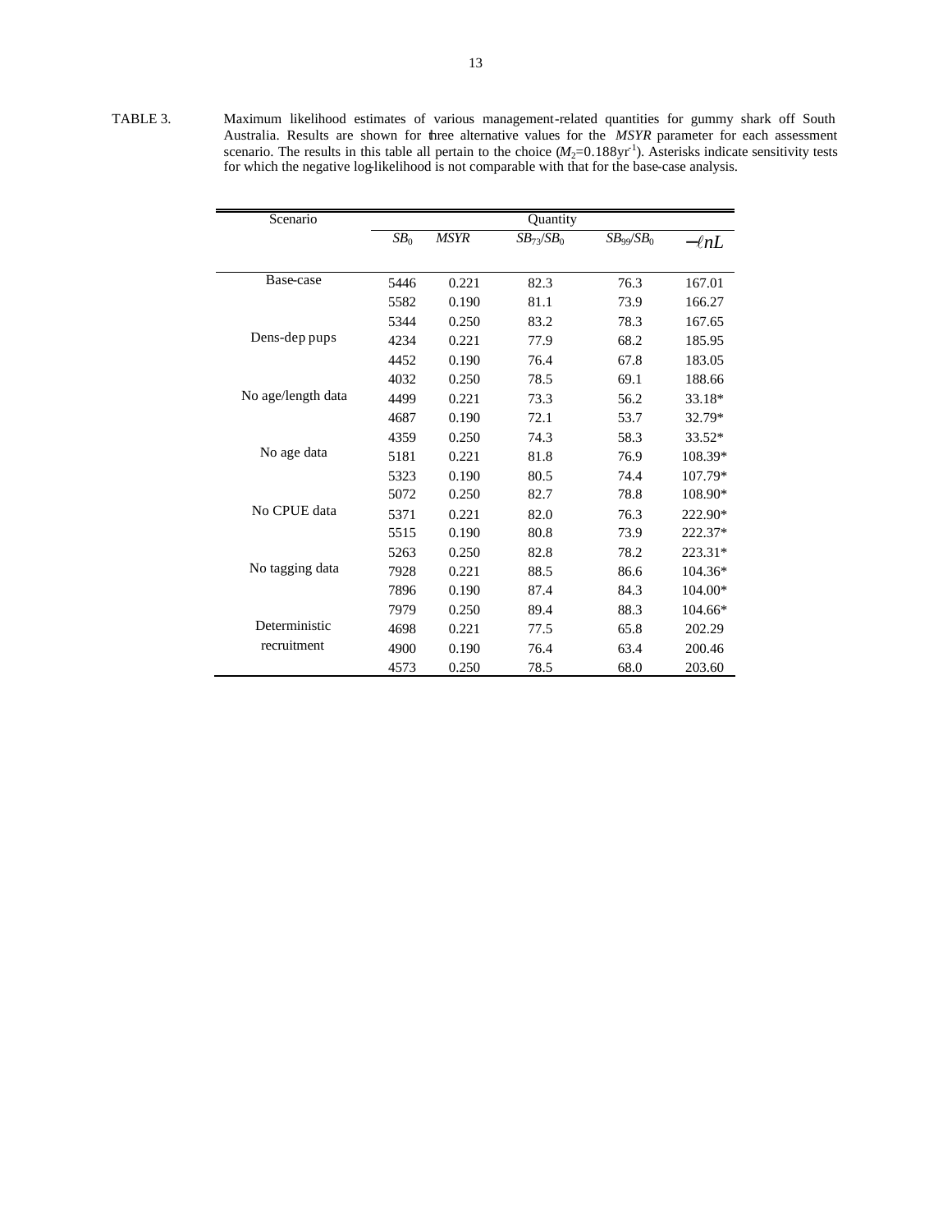TABLE 3. Maximum likelihood estimates of various management-related quantities for gummy shark off South Australia. Results are shown for three alternative values for the *MSYR* parameter for each assessment scenario. The results in this table all pertain to the choice ($M_2$=0.188yr$^{-1}$). Asterisks indicate sensitivity tests for which the negative log-likelihood is not comparable with that for the base-case analysis.

| Scenario | Quantity | | | | |
|---|---|---|---|---|---|
| | $SB_0$ | *MSYR* | $SB_{73}/SB_0$ | $SB_{99}/SB_0$ | $-\ell nL$ |
| Base-case | 5446 | 0.221 | 82.3 | 76.3 | 167.01 |
| | 5582 | 0.190 | 81.1 | 73.9 | 166.27 |
| | 5344 | 0.250 | 83.2 | 78.3 | 167.65 |
| Dens-dep pups | 4234 | 0.221 | 77.9 | 68.2 | 185.95 |
| | 4452 | 0.190 | 76.4 | 67.8 | 183.05 |
| | 4032 | 0.250 | 78.5 | 69.1 | 188.66 |
| No age/length data | 4499 | 0.221 | 73.3 | 56.2 | 33.18* |
| | 4687 | 0.190 | 72.1 | 53.7 | 32.79* |
| | 4359 | 0.250 | 74.3 | 58.3 | 33.52* |
| No age data | 5181 | 0.221 | 81.8 | 76.9 | 108.39* |
| | 5323 | 0.190 | 80.5 | 74.4 | 107.79* |
| | 5072 | 0.250 | 82.7 | 78.8 | 108.90* |
| No CPUE data | 5371 | 0.221 | 82.0 | 76.3 | 222.90* |
| | 5515 | 0.190 | 80.8 | 73.9 | 222.37* |
| | 5263 | 0.250 | 82.8 | 78.2 | 223.31* |
| No tagging data | 7928 | 0.221 | 88.5 | 86.6 | 104.36* |
| | 7896 | 0.190 | 87.4 | 84.3 | 104.00* |
| | 7979 | 0.250 | 89.4 | 88.3 | 104.66* |
| Deterministic recruitment | 4698 | 0.221 | 77.5 | 65.8 | 202.29 |
| | 4900 | 0.190 | 76.4 | 63.4 | 200.46 |
| | 4573 | 0.250 | 78.5 | 68.0 | 203.60 |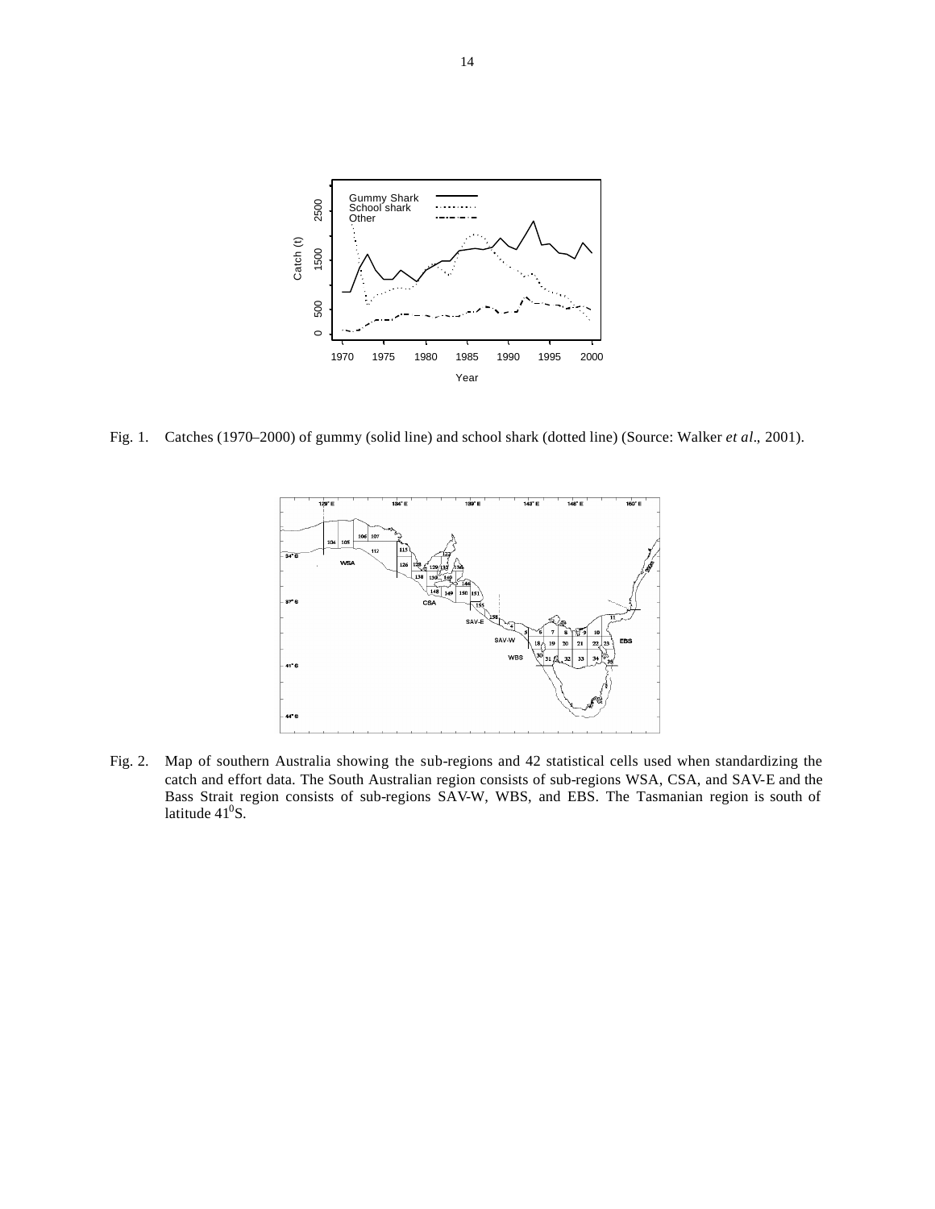Gummy Shark
School shark
Other

Catch (t)

0
500
1500
2500

1970
1975
1980
1985
1990
1995
2000

Year

Fig. 1. Catches (1970–2000) of gummy (solid line) and school shark (dotted line) (Source: Walker *et al*., 2001).

Fig. 2. Map of southern Australia showing the sub-regions and 42 statistical cells used when standardizing the catch and effort data. The South Australian region consists of sub-regions WSA, CSA, and SAV-E and the Bass Strait region consists of sub-regions SAV-W, WBS, and EBS. The Tasmanian region is south of latitude $41^0$S.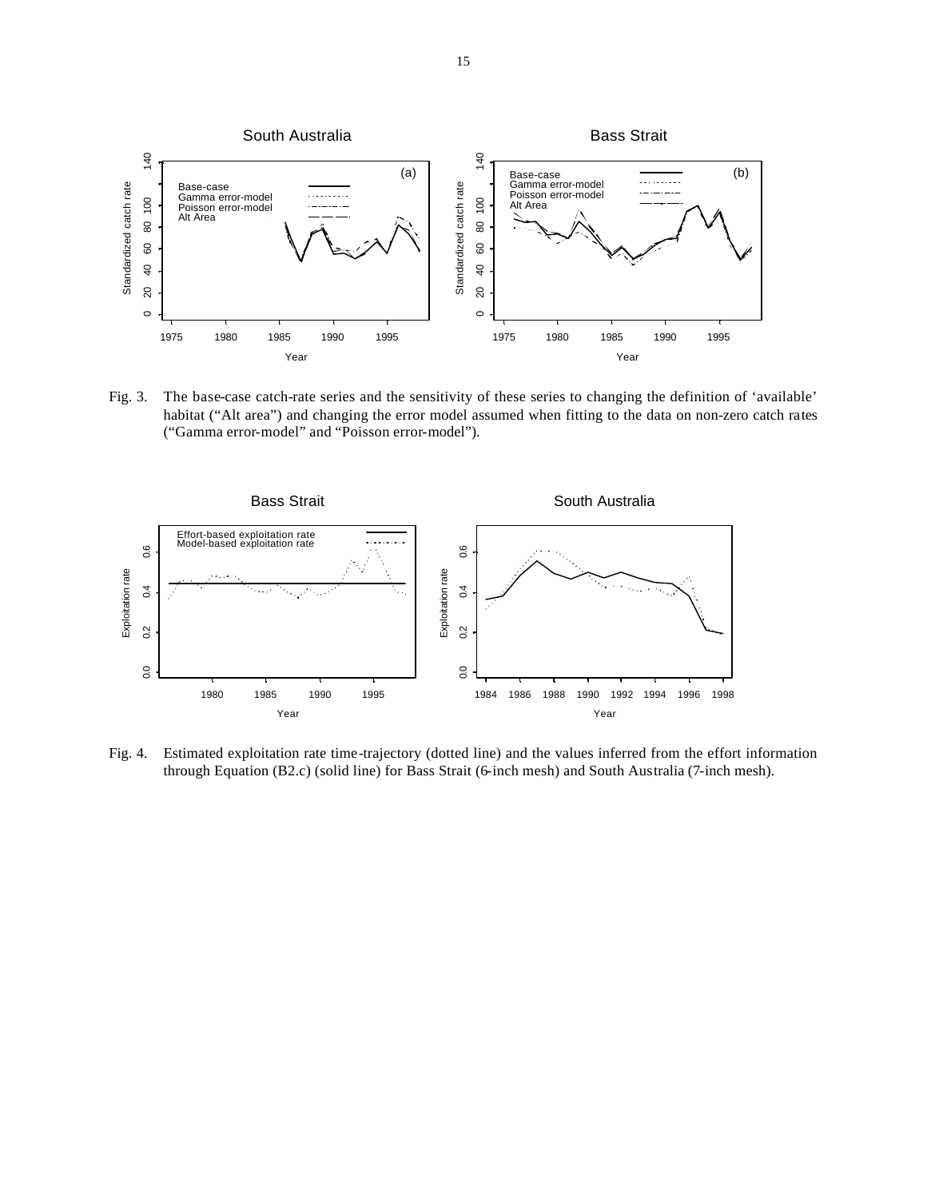South Australia

(a)

Base-case
Gamma error-model
Poisson error-model
Alt Area

Standardized catch rate

0 20 40 60 80 100 140

1975 1980 1985 1990 1995

Year

Bass Strait

(b)

Base-case
Gamma error-model
Poisson error-model
Alt Area

Standardized catch rate

0 20 40 60 80 100 140

1975 1980 1985 1990 1995

Year

Fig. 3. The base-case catch-rate series and the sensitivity of these series to changing the definition of 'available' habitat ("Alt area") and changing the error model assumed when fitting to the data on non-zero catch rates ("Gamma error-model" and "Poisson error-model").

Bass Strait

Effort-based exploitation rate
Model-based exploitation rate

Exploitation rate

0.0 0.2 0.4 0.6

1980 1985 1990 1995

Year

South Australia

Exploitation rate

0.0 0.2 0.4 0.6

1984 1986 1988 1990 1992 1994 1996 1998

Year

Fig. 4. Estimated exploitation rate time-trajectory (dotted line) and the values inferred from the effort information through Equation (B2.c) (solid line) for Bass Strait (6-inch mesh) and South Australia (7-inch mesh).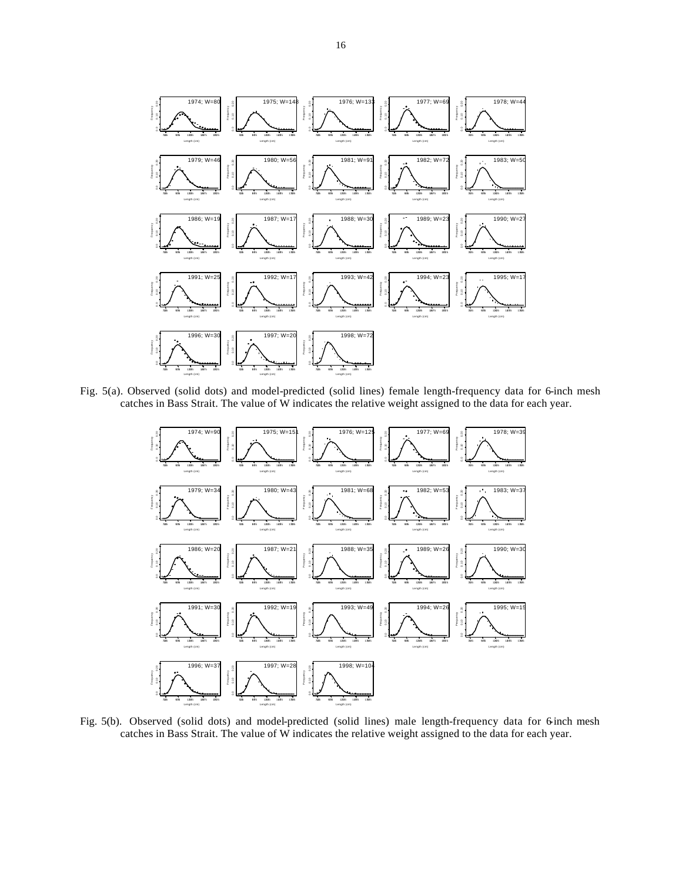1974; W=80

1975; W=148

1976; W=133

1977; W=69

1978; W=44

1979; W=46

1980; W=56

1981; W=91

1982; W=72

1983; W=50

1986; W=19

1987; W=17

1988; W=30

1989; W=23

1990; W=27

1991; W=25

1992; W=17

1993; W=42

1994; W=23

1995; W=17

1996; W=30

1997; W=20

1998; W=72

Frequency

Length (cm)

Fig. 5(a). Observed (solid dots) and model-predicted (solid lines) female length-frequency data for 6-inch mesh catches in Bass Strait. The value of W indicates the relative weight assigned to the data for each year.

1974; W=90

1975; W=151

1976; W=125

1977; W=69

1978; W=39

1979; W=34

1980; W=43

1981; W=68

1982; W=53

1983; W=37

1986; W=20

1987; W=21

1988; W=35

1989; W=26

1990; W=30

1991; W=30

1992; W=19

1993; W=49

1994; W=26

1995; W=15

1996; W=37

1997; W=28

1998; W=104

Frequency

Length (cm)

Fig. 5(b). Observed (solid dots) and model-predicted (solid lines) male length-frequency data for 6-inch mesh catches in Bass Strait. The value of W indicates the relative weight assigned to the data for each year.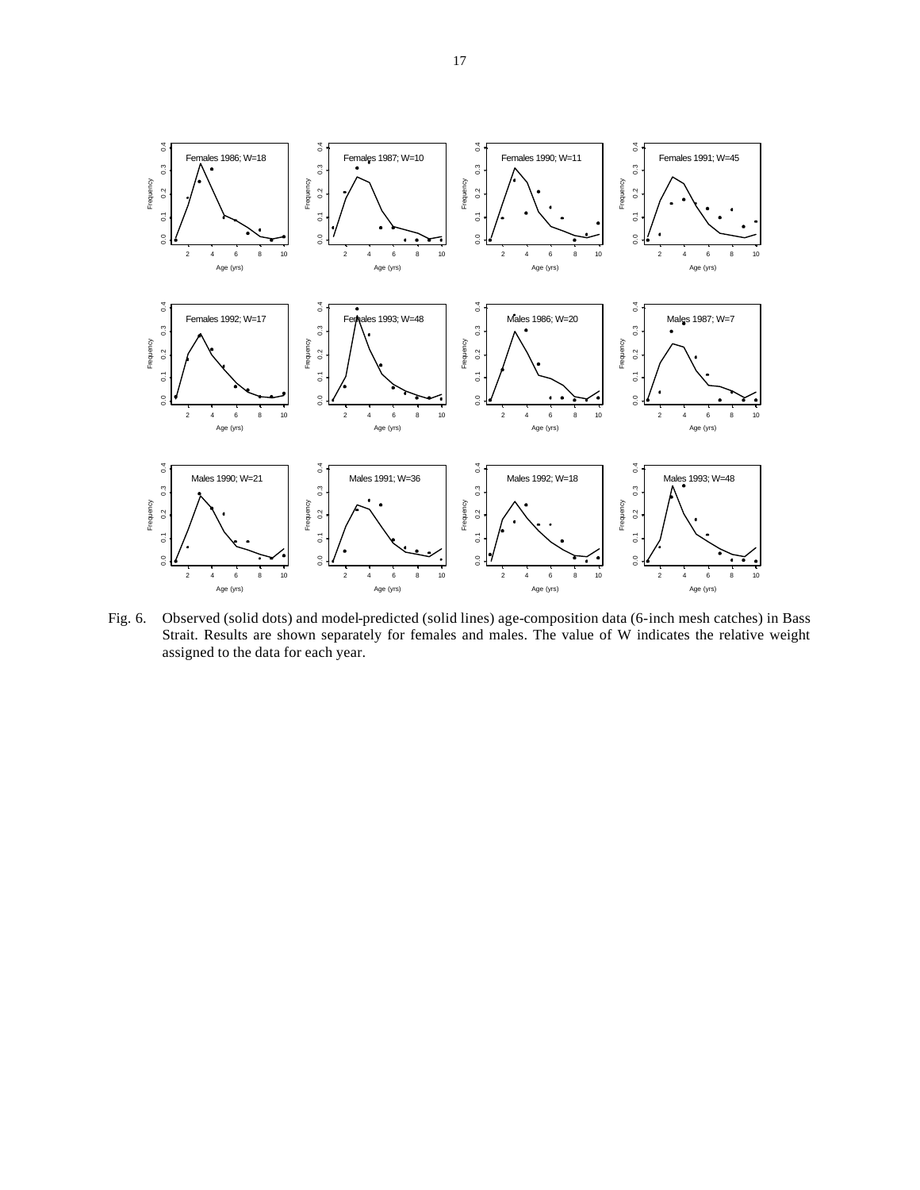Females 1986; W=18

Females 1987; W=10

Females 1990; W=11

Females 1991; W=45

Females 1992; W=17

Females 1993; W=48

Males 1986; W=20

Males 1987; W=7

Males 1990; W=21

Males 1991; W=36

Males 1992; W=18

Males 1993; W=48

Frequency

0.0 0.1 0.2 0.3 0.4

Age (yrs)

2 4 6 8 10

Fig. 6. Observed (solid dots) and model-predicted (solid lines) age-composition data (6-inch mesh catches) in Bass Strait. Results are shown separately for females and males. The value of W indicates the relative weight assigned to the data for each year.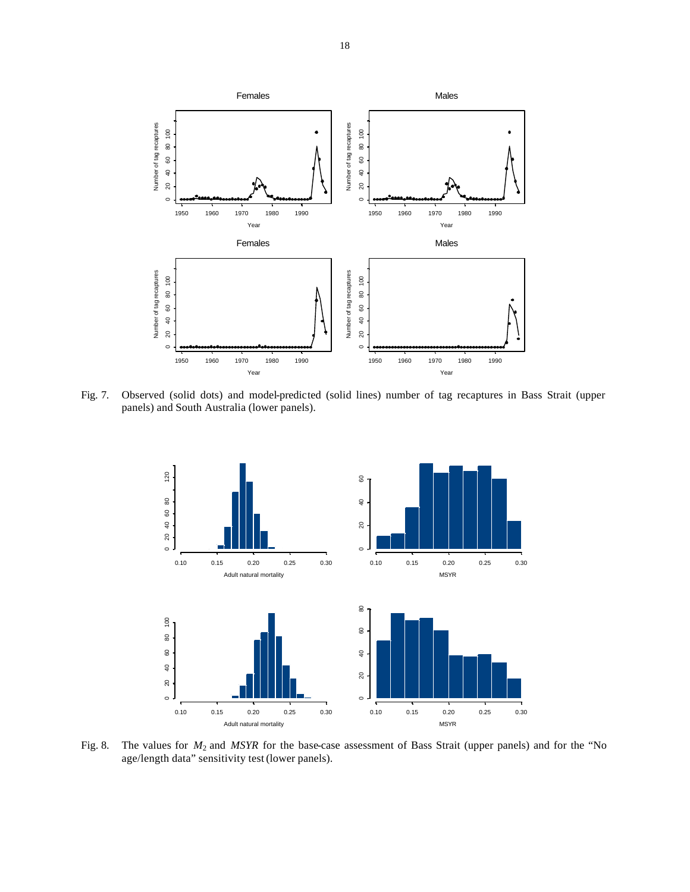Females

Males

Number of tag recaptures

0 20 40 60 80 100

1950 1960 1970 1980 1990

Year

Females

Males

Number of tag recaptures

0 20 40 60 80 100

1950 1960 1970 1980 1990

Year

Fig. 7. Observed (solid dots) and model-predicted (solid lines) number of tag recaptures in Bass Strait (upper panels) and South Australia (lower panels).

0 20 40 60 80 120

0.10 0.15 0.20 0.25 0.30

Adult natural mortality

0 20 40 60

0.10 0.15 0.20 0.25 0.30

MSYR

0 20 40 60 80 100

0.10 0.15 0.20 0.25 0.30

Adult natural mortality

0 20 40 60 80

0.10 0.15 0.20 0.25 0.30

MSYR

Fig. 8. The values for $M_2$ and *MSYR* for the base-case assessment of Bass Strait (upper panels) and for the "No age/length data" sensitivity test (lower panels).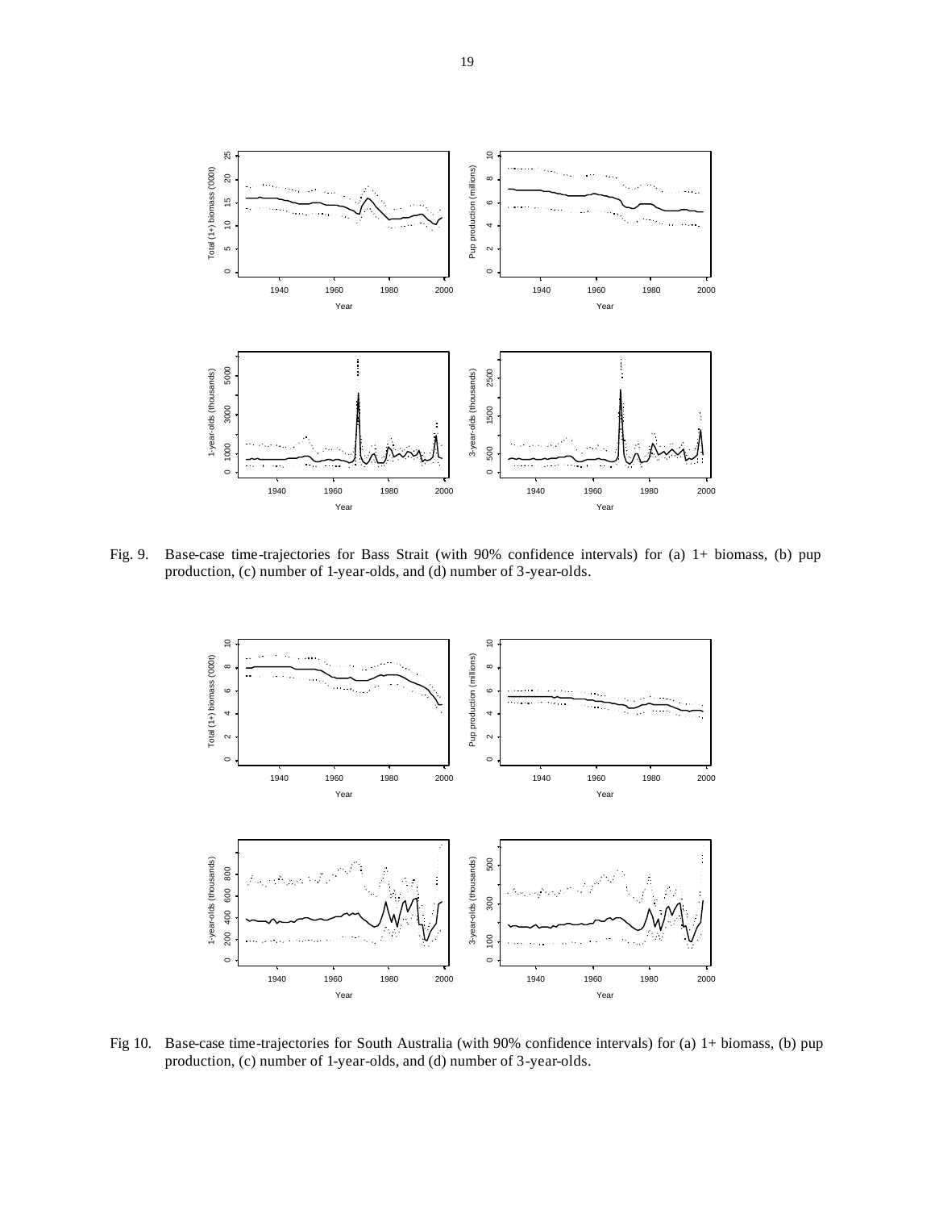Total (1+) biomass ('000t)

0 5 10 15 20 25

1940 1960 1980 2000

Year

Pup production (millions)

0 2 4 6 8 10

1940 1960 1980 2000

Year

1-year-olds (thousands)

0 1000 3000 5000

1940 1960 1980 2000

Year

3-year-olds (thousands)

0 500 1500 2500

1940 1960 1980 2000

Year

Fig. 9. Base-case time-trajectories for Bass Strait (with 90% confidence intervals) for (a) 1+ biomass, (b) pup production, (c) number of 1-year-olds, and (d) number of 3-year-olds.

Total (1+) biomass ('000t)

0 2 4 6 8 10

1940 1960 1980 2000

Year

Pup production (millions)

0 2 4 6 8 10

1940 1960 1980 2000

Year

1-year-olds (thousands)

0 200 400 600 800

1940 1960 1980 2000

Year

3-year-olds (thousands)

0 100 300 500

1940 1960 1980 2000

Year

Fig 10. Base-case time-trajectories for South Australia (with 90% confidence intervals) for (a) 1+ biomass, (b) pup production, (c) number of 1-year-olds, and (d) number of 3-year-olds.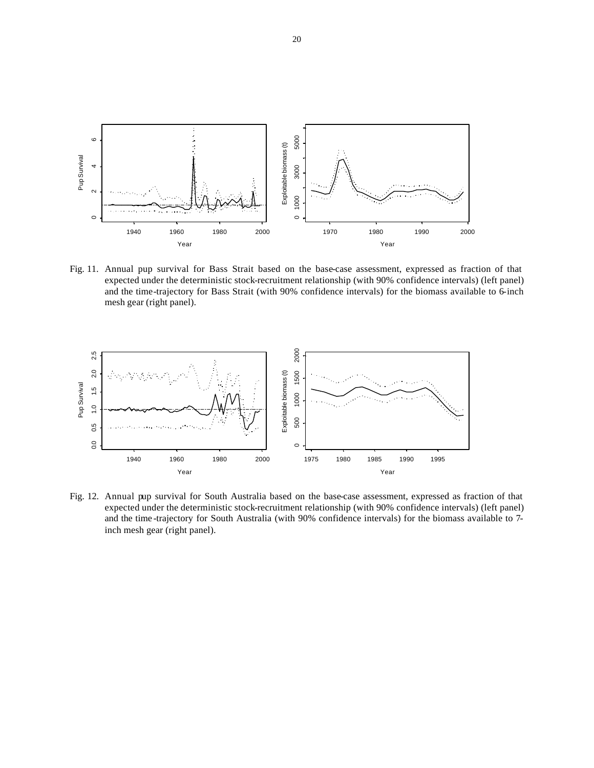Pup Survival

0
2
4
6

1940
1960
1980
2000

Year

Exploitable biomass (t)

0
1000
3000
5000

1970
1980
1990
2000

Year

Fig. 11. Annual pup survival for Bass Strait based on the base-case assessment, expressed as fraction of that expected under the deterministic stock-recruitment relationship (with 90% confidence intervals) (left panel) and the time-trajectory for Bass Strait (with 90% confidence intervals) for the biomass available to 6-inch mesh gear (right panel).

Pup Survival

0.0
0.5
1.0
1.5
2.0
2.5

1940
1960
1980
2000

Year

Exploitable biomass (t)

0
500
1000
1500
2000

1975
1980
1985
1990
1995

Year

Fig. 12. Annual pup survival for South Australia based on the base-case assessment, expressed as fraction of that expected under the deterministic stock-recruitment relationship (with 90% confidence intervals) (left panel) and the time-trajectory for South Australia (with 90% confidence intervals) for the biomass available to 7-inch mesh gear (right panel).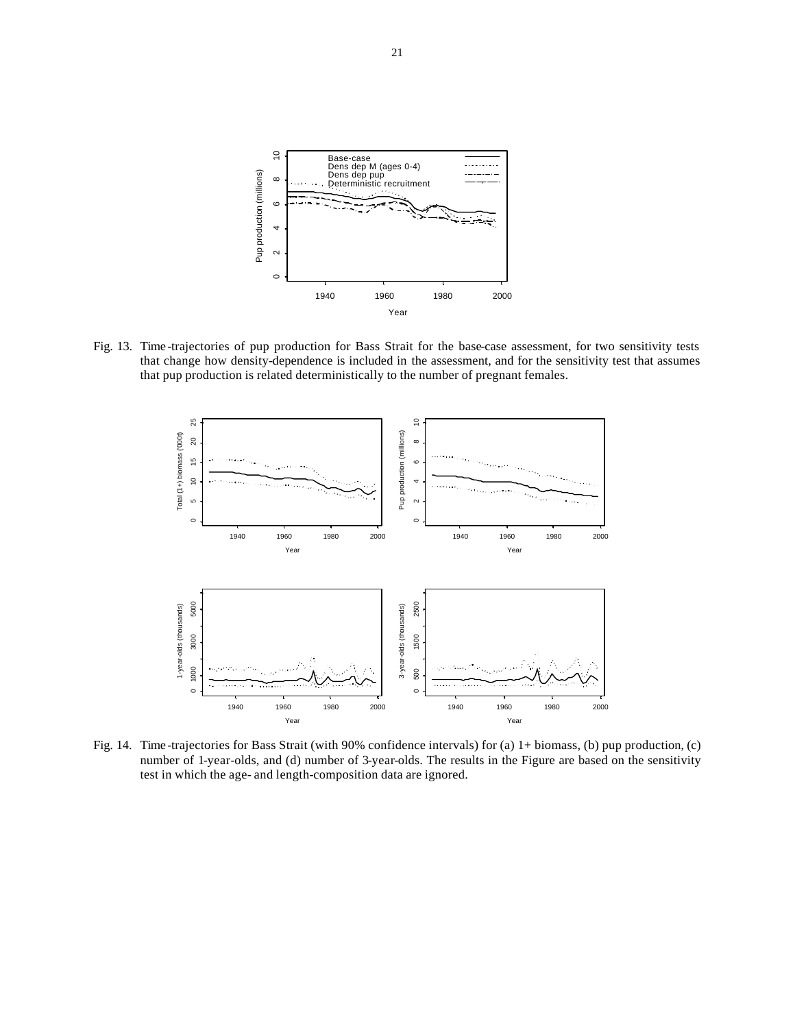Pup production (millions)

10
8
6
4
2
0

Base-case
Dens dep M (ages 0-4)
Dens dep pup
Deterministic recruitment

1940
1960
1980
2000

Year

Fig. 13. Time-trajectories of pup production for Bass Strait for the base-case assessment, for two sensitivity tests that change how density-dependence is included in the assessment, and for the sensitivity test that assumes that pup production is related deterministically to the number of pregnant females.

Total (1+) biomass ('000t)

25
20
15
10
5
0

1940
1960
1980
2000

Year

Pup production (millions)

10
8
6
4
2
0

1940
1960
1980
2000

Year

1-year-olds (thousands)

5000
3000
1000
0

1940
1960
1980
2000

Year

3-year-olds (thousands)

2500
1500
500
0

1940
1960
1980
2000

Year

Fig. 14. Time-trajectories for Bass Strait (with 90% confidence intervals) for (a) 1+ biomass, (b) pup production, (c) number of 1-year-olds, and (d) number of 3-year-olds. The results in the Figure are based on the sensitivity test in which the age- and length-composition data are ignored.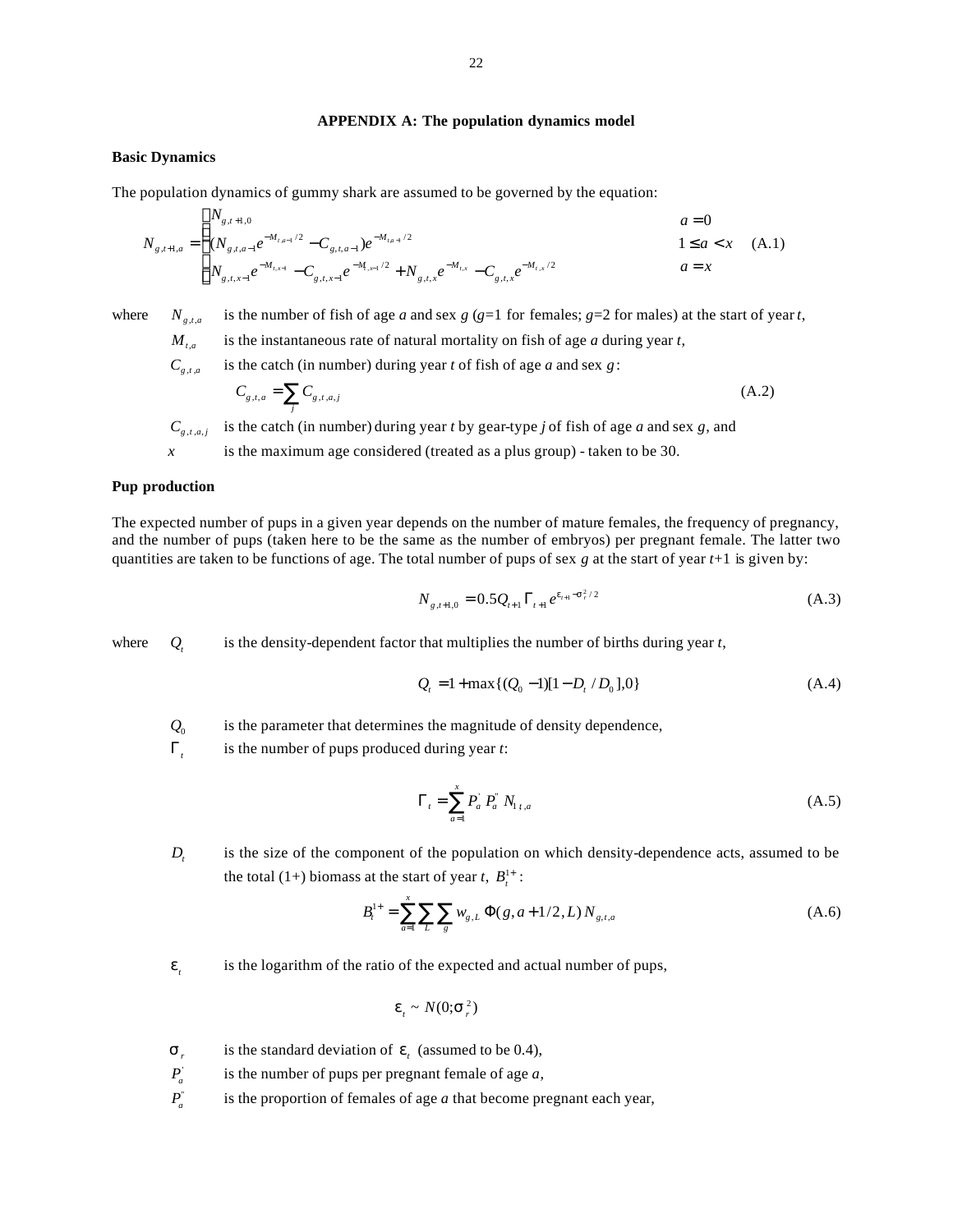## APPENDIX A: The population dynamics model

### Basic Dynamics

The population dynamics of gummy shark are assumed to be governed by the equation:

$$N_{g,t+1,a} = \begin{cases} N_{g,t+1,0} & a = 0 \\ (N_{g,t,a-1}e^{-M_{t,a-1}/2} - C_{g,t,a-1})e^{-M_{t,a-1}/2} & 1 \le a < x \\ N_{g,t,x-1}e^{-M_{t,x-1}} - C_{g,t,x-1}e^{-M_{t,x-1}/2} + N_{g,t,x}e^{-M_{t,x}} - C_{g,t,x}e^{-M_{t,x}/2} & a = x \end{cases} \quad \text{(A.1)}$$

where $N_{g,t,a}$ is the number of fish of age *a* and sex *g* (*g*=1 for females; *g*=2 for males) at the start of year *t*,

$M_{t,a}$ is the instantaneous rate of natural mortality on fish of age *a* during year *t*,

$C_{g,t,a}$ is the catch (in number) during year *t* of fish of age *a* and sex *g*:

$$C_{g,t,a} = \sum_j C_{g,t,a,j} \quad \text{(A.2)}$$

$C_{g,t,a,j}$ is the catch (in number) during year *t* by gear-type *j* of fish of age *a* and sex *g*, and

$x$ is the maximum age considered (treated as a plus group) - taken to be 30.

### Pup production

The expected number of pups in a given year depends on the number of mature females, the frequency of pregnancy, and the number of pups (taken here to be the same as the number of embryos) per pregnant female. The latter two quantities are taken to be functions of age. The total number of pups of sex *g* at the start of year *t*+1 is given by:

$$N_{g,t+1,0} = 0.5 Q_{t+1} \Gamma_{t+1} e^{\varepsilon_{t+1} - \sigma_r^2/2} \quad \text{(A.3)}$$

where $Q_t$ is the density-dependent factor that multiplies the number of births during year *t*,

$$Q_t = 1 + \max\{(Q_0 - 1)[1 - D_t / D_0], 0\} \quad \text{(A.4)}$$

$Q_0$ is the parameter that determines the magnitude of density dependence,

$\Gamma_t$ is the number of pups produced during year *t*:

$$\Gamma_t = \sum_{a=1}^{x} P_a^{'} P_a^{''} N_{1\,t,a} \quad \text{(A.5)}$$

$D_t$ is the size of the component of the population on which density-dependence acts, assumed to be the total (1+) biomass at the start of year *t*, $B_t^{1+}$:

$$B_t^{1+} = \sum_{a=1}^{x} \sum_L \sum_g w_{g,L}\, \Phi(g, a+1/2, L)\, N_{g,t,a} \quad \text{(A.6)}$$

$\varepsilon_t$ is the logarithm of the ratio of the expected and actual number of pups,

$$\varepsilon_t \sim N(0; \sigma_r^2)$$

$\sigma_r$ is the standard deviation of $\varepsilon_t$ (assumed to be 0.4),

$P_a^{'}$ is the number of pups per pregnant female of age *a*,

$P_a^{''}$ is the proportion of females of age *a* that become pregnant each year,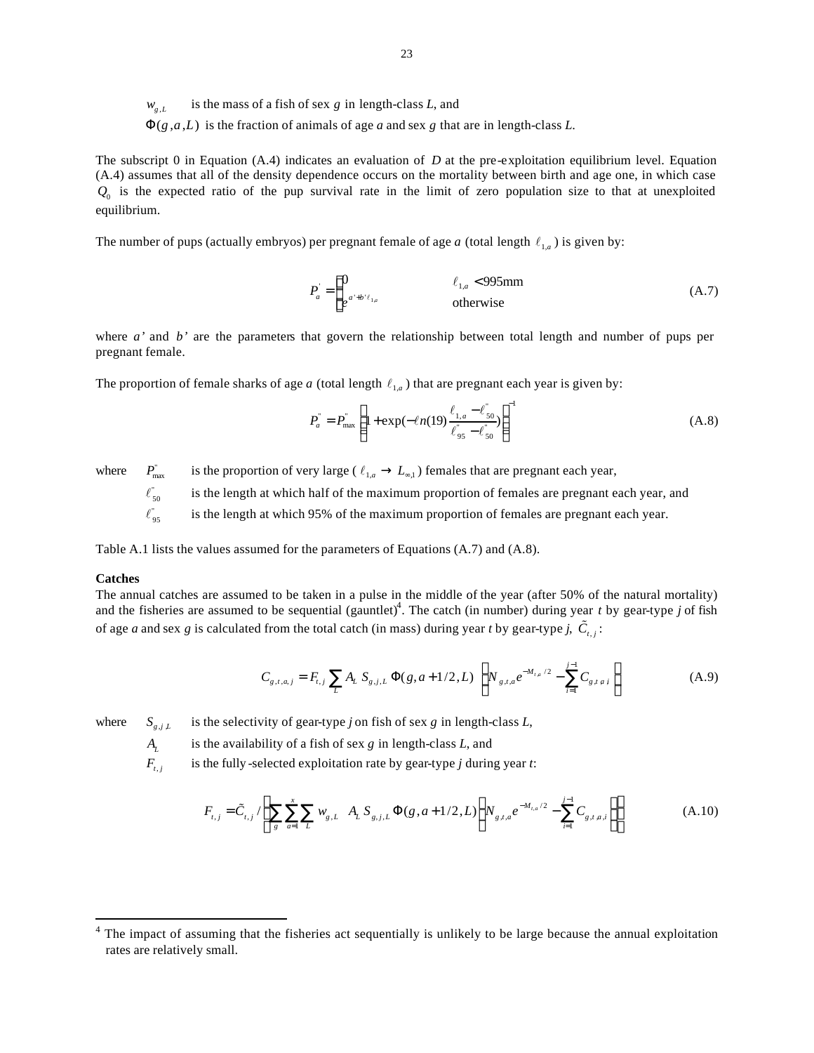$w_{g,L}$ is the mass of a fish of sex $g$ in length-class $L$, and

$\Phi(g,a,L)$ is the fraction of animals of age $a$ and sex $g$ that are in length-class $L$.

The subscript 0 in Equation (A.4) indicates an evaluation of $D$ at the pre-exploitation equilibrium level. Equation (A.4) assumes that all of the density dependence occurs on the mortality between birth and age one, in which case $Q_0$ is the expected ratio of the pup survival rate in the limit of zero population size to that at unexploited equilibrium.

The number of pups (actually embryos) per pregnant female of age $a$ (total length $\ell_{1,a}$) is given by:

$$P_a^{'} = \begin{cases} 0 & \ell_{1,a} < 995\text{mm} \\ e^{a'+b'\ell_{1,a}} & \text{otherwise} \end{cases} \tag{A.7}$$

where $a'$ and $b'$ are the parameters that govern the relationship between total length and number of pups per pregnant female.

The proportion of female sharks of age $a$ (total length $\ell_{1,a}$) that are pregnant each year is given by:

$$P_a^{''} = P_{\max}^{''} \left(1 + \exp(-\ell n(19) \frac{\ell_{1,a} - \ell_{50}^{''}}{\ell_{95}^{''} - \ell_{50}^{''}})\right)^{-1} \tag{A.8}$$

where $P_{\max}^{''}$ is the proportion of very large ($\ell_{1,a} \to L_{\infty,1}$) females that are pregnant each year,

$\ell_{50}^{''}$ is the length at which half of the maximum proportion of females are pregnant each year, and

$\ell_{95}^{''}$ is the length at which 95% of the maximum proportion of females are pregnant each year.

Table A.1 lists the values assumed for the parameters of Equations (A.7) and (A.8).

**Catches**

The annual catches are assumed to be taken in a pulse in the middle of the year (after 50% of the natural mortality) and the fisheries are assumed to be sequential (gauntlet)[4]. The catch (in number) during year $t$ by gear-type $j$ of fish of age $a$ and sex $g$ is calculated from the total catch (in mass) during year $t$ by gear-type $j$, $\tilde{C}_{t,j}$:

$$C_{g,t,a,j} = F_{t,j} \sum_L A_L \, S_{g,j,L} \, \Phi(g, a+1/2, L) \left( N_{g,t,a} e^{-M_{t,a}/2} - \sum_{i=1}^{j-1} C_{g,t,a,i} \right) \tag{A.9}$$

where $S_{g,j,L}$ is the selectivity of gear-type $j$ on fish of sex $g$ in length-class $L$,

$A_L$ is the availability of a fish of sex $g$ in length-class $L$, and

$F_{t,j}$ is the fully-selected exploitation rate by gear-type $j$ during year $t$:

$$F_{t,j} = \tilde{C}_{t,j} \Big/ \left( \sum_g \sum_{a=1}^{x} \sum_L w_{g,L} \quad A_L \, S_{g,j,L} \, \Phi(g, a+1/2, L) \left( N_{g,t,a} e^{-M_{t,a}/2} - \sum_{i=1}^{j-1} C_{g,t,a,i} \right) \right) \tag{A.10}$$

[4] The impact of assuming that the fisheries act sequentially is unlikely to be large because the annual exploitation rates are relatively small.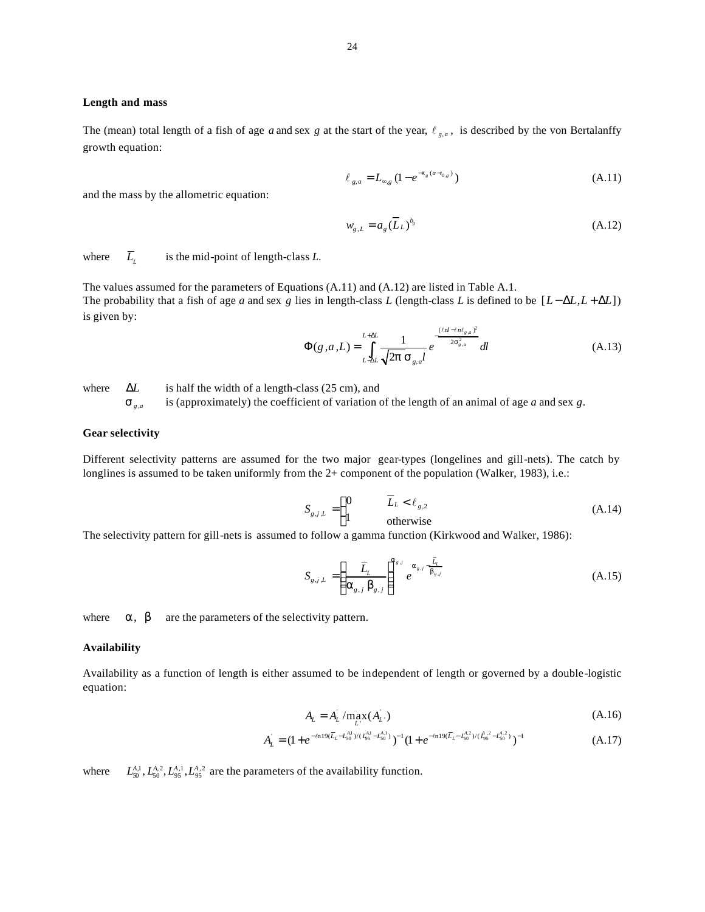**Length and mass**

The (mean) total length of a fish of age $a$ and sex $g$ at the start of the year, $\ell_{g,a}$, is described by the von Bertalanffy growth equation:

$$\ell_{g,a} = L_{\infty,g}(1 - e^{-\kappa_g(a - t_{0,g})}) \tag{A.11}$$

and the mass by the allometric equation:

$$w_{g,L} = a_g(\overline{L}_L)^{b_g} \tag{A.12}$$

where $\overline{L}_L$ is the mid-point of length-class $L$.

The values assumed for the parameters of Equations (A.11) and (A.12) are listed in Table A.1.
The probability that a fish of age $a$ and sex $g$ lies in length-class $L$ (length-class $L$ is defined to be $[L - \Delta L, L + \Delta L]$) is given by:

$$\Phi(g,a,L) = \int_{L-\Delta L}^{L+\Delta L} \frac{1}{\sqrt{2\pi}\,\sigma_{g,a} l} e^{-\frac{(\ell n l - \ell n \ell_{g,a})^2}{2\sigma_{g,a}^2}} dl \tag{A.13}$$

where $\Delta L$ is half the width of a length-class (25 cm), and
$\sigma_{g,a}$ is (approximately) the coefficient of variation of the length of an animal of age $a$ and sex $g$.

**Gear selectivity**

Different selectivity patterns are assumed for the two major gear-types (longelines and gill-nets). The catch by longlines is assumed to be taken uniformly from the 2+ component of the population (Walker, 1983), i.e.:

$$S_{g,j,L} = \begin{cases} 0 & \overline{L}_L < \ell_{g,2} \\ 1 & \text{otherwise} \end{cases} \tag{A.14}$$

The selectivity pattern for gill-nets is assumed to follow a gamma function (Kirkwood and Walker, 1986):

$$S_{g,j,L} = \left(\frac{\overline{L}_L}{\alpha_{g,j}\,\beta_{g,j}}\right)^{\alpha_{g,j}} e^{\alpha_{g,j} - \frac{\overline{L}_L}{\beta_{g,j}}} \tag{A.15}$$

where $\alpha$, $\beta$ are the parameters of the selectivity pattern.

**Availability**

Availability as a function of length is either assumed to be independent of length or governed by a double-logistic equation:

$$A_L = A_L^{'} / \max_{L'}(A_{L'}^{'}) \tag{A.16}$$

$$A_L^{'} = (1 + e^{-\ell n 19(\overline{L}_L - L_{50}^{A,1})/(L_{95}^{A,1} - L_{50}^{A,1})})^{-1}(1 + e^{-\ell n 19(\overline{L}_L - L_{50}^{A,2})/(L_{95}^{A,2} - L_{50}^{A,2})})^{-1} \tag{A.17}$$

where $L_{50}^{A,1}, L_{50}^{A,2}, L_{95}^{A,1}, L_{95}^{A,2}$ are the parameters of the availability function.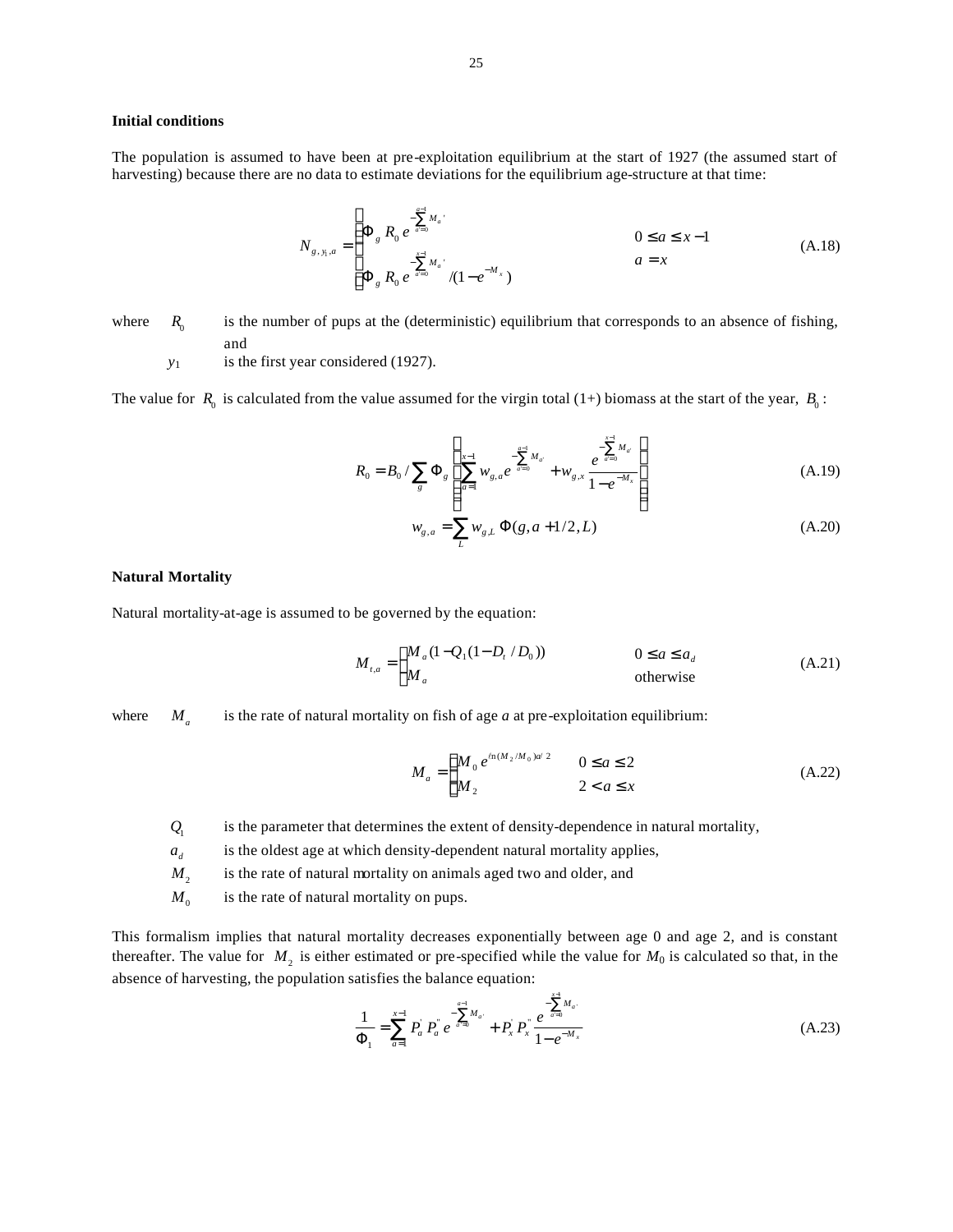**Initial conditions**

The population is assumed to have been at pre-exploitation equilibrium at the start of 1927 (the assumed start of harvesting) because there are no data to estimate deviations for the equilibrium age-structure at that time:

$$N_{g,y_1,a} = \begin{cases} \Phi_g \, R_0 \, e^{-\sum_{a'=0}^{a-1} M_{a'}} & 0 \le a \le x-1 \\ \Phi_g \, R_0 \, e^{-\sum_{a'=0}^{x-1} M_{a'}} / (1 - e^{-M_x}) & a = x \end{cases} \tag{A.18}$$

where $R_0$ is the number of pups at the (deterministic) equilibrium that corresponds to an absence of fishing, and

$y_1$ is the first year considered (1927).

The value for $R_0$ is calculated from the value assumed for the virgin total (1+) biomass at the start of the year, $B_0$ :

$$R_0 = B_0 / \sum_g \Phi_g \left( \sum_{a=1}^{x-1} w_{g,a} e^{-\sum_{a'=0}^{a-1} M_{a'}} + w_{g,x} \frac{e^{-\sum_{a'=0}^{x-1} M_{a'}}}{1 - e^{-M_x}} \right) \tag{A.19}$$

$$w_{g,a} = \sum_L w_{g,L} \, \Phi(g, a+1/2, L) \tag{A.20}$$

**Natural Mortality**

Natural mortality-at-age is assumed to be governed by the equation:

$$M_{t,a} = \begin{cases} M_a (1 - Q_1 (1 - D_t / D_0)) & 0 \le a \le a_d \\ M_a & \text{otherwise} \end{cases} \tag{A.21}$$

where $M_a$ is the rate of natural mortality on fish of age *a* at pre-exploitation equilibrium:

$$M_a = \begin{cases} M_0 \, e^{\ell n (M_2 / M_0) a / 2} & 0 \le a \le 2 \\ M_2 & 2 < a \le x \end{cases} \tag{A.22}$$

$Q_1$ is the parameter that determines the extent of density-dependence in natural mortality,

$a_d$ is the oldest age at which density-dependent natural mortality applies,

$M_2$ is the rate of natural mortality on animals aged two and older, and

$M_0$ is the rate of natural mortality on pups.

This formalism implies that natural mortality decreases exponentially between age 0 and age 2, and is constant thereafter. The value for $M_2$ is either estimated or pre-specified while the value for $M_0$ is calculated so that, in the absence of harvesting, the population satisfies the balance equation:

$$\frac{1}{\Phi_1} = \sum_{a=1}^{x-1} P_a^{'} P_a^{''} e^{-\sum_{a'=0}^{a-1} M_{a'}} + P_x^{'} P_x^{''} \frac{e^{-\sum_{a'=0}^{x-1} M_{a'}}}{1 - e^{-M_x}} \tag{A.23}$$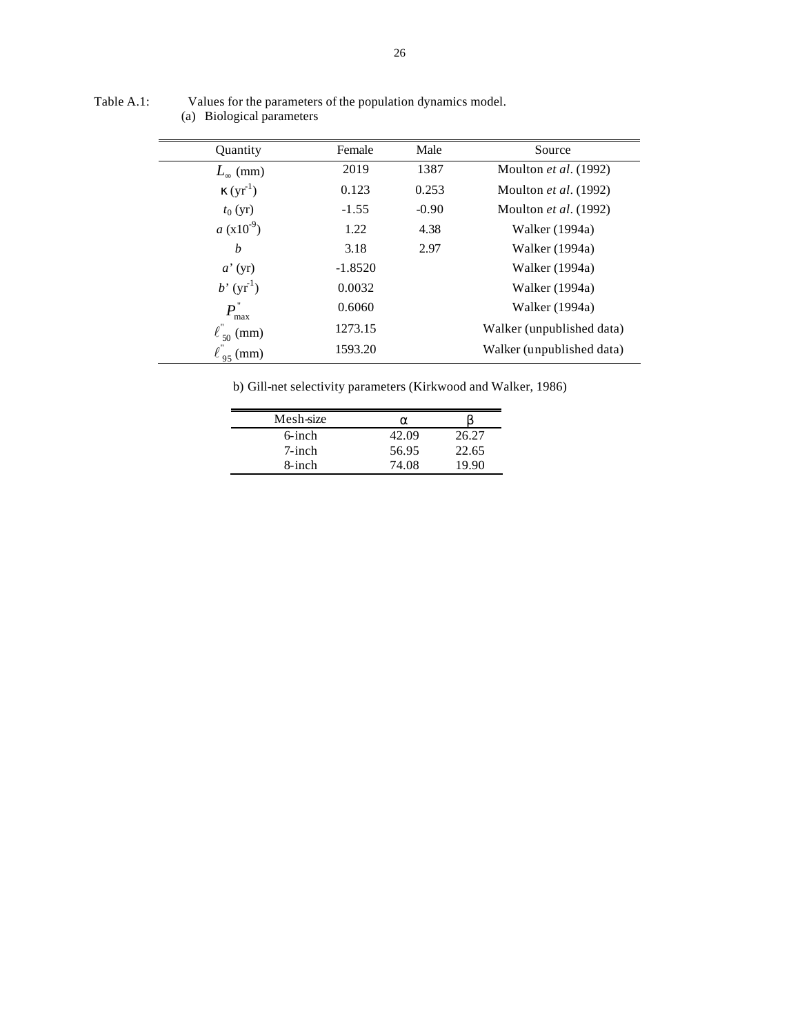Table A.1: Values for the parameters of the population dynamics model.

(a) Biological parameters

| Quantity | Female | Male | Source |
|---|---|---|---|
| $L_\infty$ (mm) | 2019 | 1387 | Moulton *et al*. (1992) |
| $\kappa$ ($yr^{-1}$) | 0.123 | 0.253 | Moulton *et al*. (1992) |
| $t_0$ (yr) | -1.55 | -0.90 | Moulton *et al*. (1992) |
| $a$ ($x10^{-9}$) | 1.22 | 4.38 | Walker (1994a) |
| $b$ | 3.18 | 2.97 | Walker (1994a) |
| $a'$ (yr) | -1.8520 | | Walker (1994a) |
| $b'$ ($yr^{-1}$) | 0.0032 | | Walker (1994a) |
| $P''_{max}$ | 0.6060 | | Walker (1994a) |
| $\ell''_{50}$ (mm) | 1273.15 | | Walker (unpublished data) |
| $\ell''_{95}$ (mm) | 1593.20 | | Walker (unpublished data) |

b) Gill-net selectivity parameters (Kirkwood and Walker, 1986)

| Mesh-size | $\alpha$ | $\beta$ |
|---|---|---|
| 6-inch | 42.09 | 26.27 |
| 7-inch | 56.95 | 22.65 |
| 8-inch | 74.08 | 19.90 |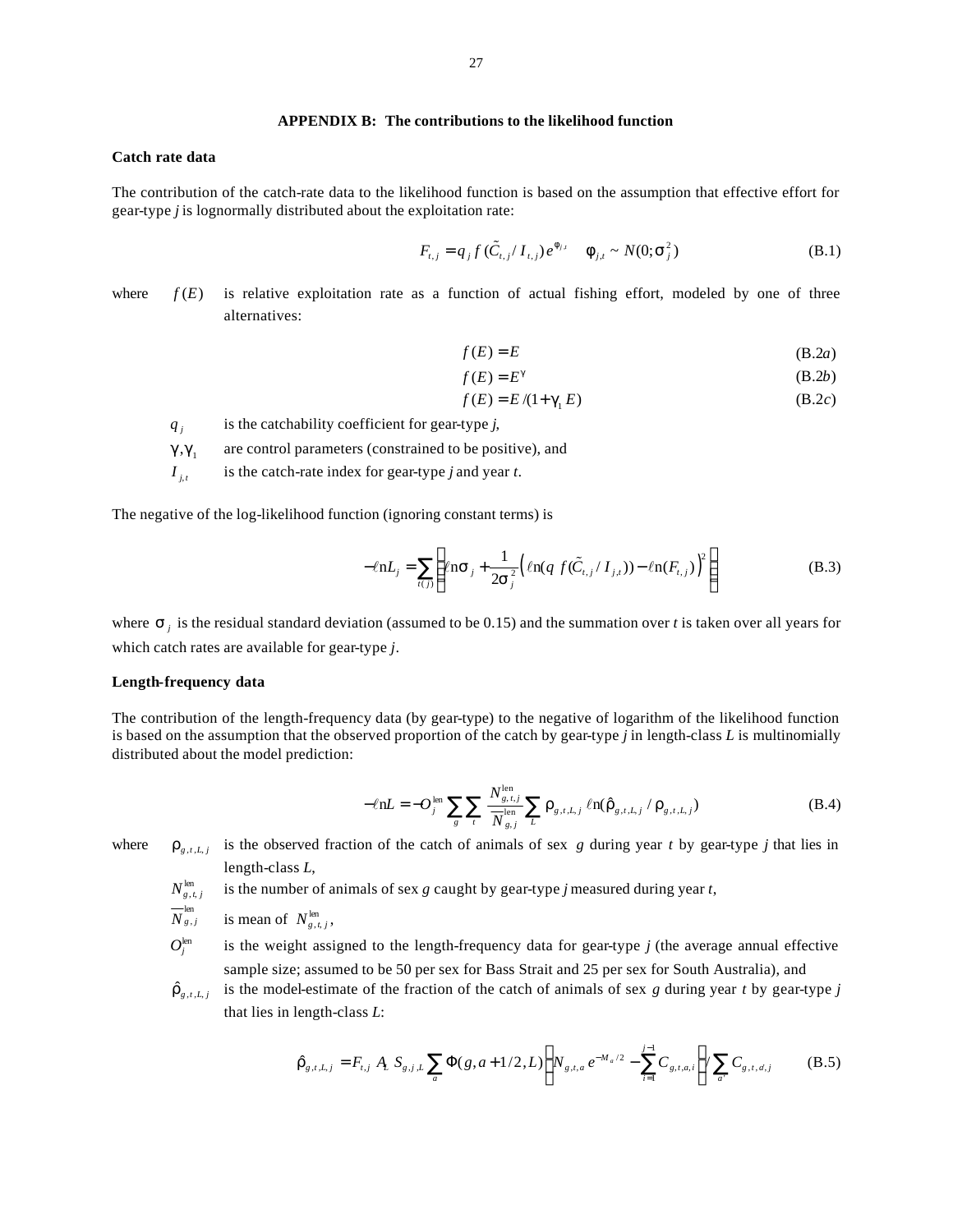# APPENDIX B: The contributions to the likelihood function

### Catch rate data

The contribution of the catch-rate data to the likelihood function is based on the assumption that effective effort for gear-type *j* is lognormally distributed about the exploitation rate:

$$F_{t,j} = q_j f(\tilde{C}_{t,j} / I_{t,j}) e^{\phi_{j,t}} \qquad \phi_{j,t} \sim N(0;\sigma_j^2) \tag{B.1}$$

where $f(E)$ is relative exploitation rate as a function of actual fishing effort, modeled by one of three alternatives:

$$f(E) = E \tag{B.2a}$$

$$f(E) = E^{\gamma} \tag{B.2b}$$

$$f(E) = E/(1+\gamma_1 E) \tag{B.2c}$$

- $q_j$ is the catchability coefficient for gear-type *j*,
- $\gamma, \gamma_1$ are control parameters (constrained to be positive), and
- $I_{j,t}$ is the catch-rate index for gear-type *j* and year *t*.

The negative of the log-likelihood function (ignoring constant terms) is

$$-\ell\text{n}L_j = \sum_{t(j)} \left\{ \ell\text{n}\sigma_j + \frac{1}{2\sigma_j^2} \Big( \ell\text{n}(q\ f(\tilde{C}_{t,j} / I_{j,t})) - \ell\text{n}(F_{t,j}) \Big)^2 \right\} \tag{B.3}$$

where $\sigma_j$ is the residual standard deviation (assumed to be 0.15) and the summation over *t* is taken over all years for which catch rates are available for gear-type *j*.

### Length-frequency data

The contribution of the length-frequency data (by gear-type) to the negative of logarithm of the likelihood function is based on the assumption that the observed proportion of the catch by gear-type *j* in length-class *L* is multinomially distributed about the model prediction:

$$-\ell\text{n}L = -O_j^{\text{len}} \sum_g \sum_t \frac{N_{g,t,j}^{\text{len}}}{\overline{N}_{g,j}^{\text{len}}} \sum_L \rho_{g,t,L,j}\ \ell\text{n}(\hat{\rho}_{g,t,L,j} / \rho_{g,t,L,j}) \tag{B.4}$$

where
- $\rho_{g,t,L,j}$ is the observed fraction of the catch of animals of sex *g* during year *t* by gear-type *j* that lies in length-class *L*,
- $N_{g,t,j}^{\text{len}}$ is the number of animals of sex *g* caught by gear-type *j* measured during year *t*,
- $\overline{N}_{g,j}^{\text{len}}$ is mean of $N_{g,t,j}^{\text{len}}$,
- $O_j^{\text{len}}$ is the weight assigned to the length-frequency data for gear-type *j* (the average annual effective sample size; assumed to be 50 per sex for Bass Strait and 25 per sex for South Australia), and
- $\hat{\rho}_{g,t,L,j}$ is the model-estimate of the fraction of the catch of animals of sex *g* during year *t* by gear-type *j* that lies in length-class *L*:

$$\hat{\rho}_{g,t,L,j} = F_{t,j}\ A_L\ S_{g,j,L} \sum_a \Phi(g, a+1/2, L) \left( N_{g,t,a}\ e^{-M_a/2} - \sum_{i=1}^{j-1} C_{g,t,a,i} \right) / \sum_{a'} C_{g,t,a',j} \tag{B.5}$$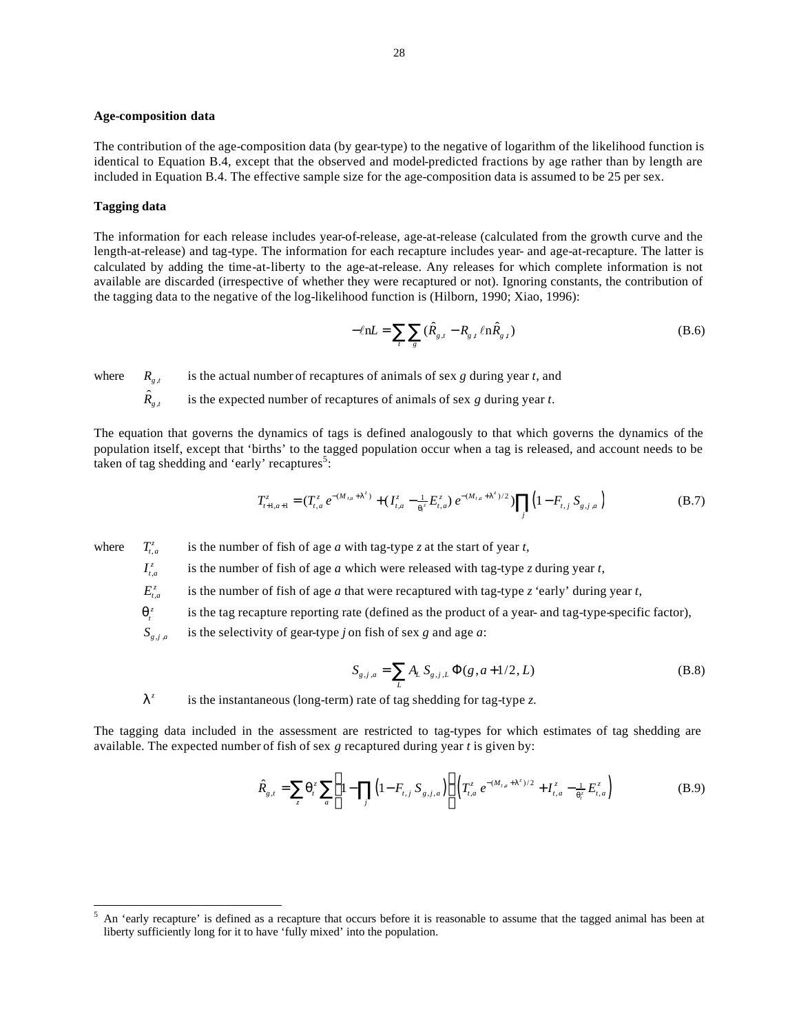**Age-composition data**

The contribution of the age-composition data (by gear-type) to the negative of logarithm of the likelihood function is identical to Equation B.4, except that the observed and model-predicted fractions by age rather than by length are included in Equation B.4. The effective sample size for the age-composition data is assumed to be 25 per sex.

**Tagging data**

The information for each release includes year-of-release, age-at-release (calculated from the growth curve and the length-at-release) and tag-type. The information for each recapture includes year- and age-at-recapture. The latter is calculated by adding the time-at-liberty to the age-at-release. Any releases for which complete information is not available are discarded (irrespective of whether they were recaptured or not). Ignoring constants, the contribution of the tagging data to the negative of the log-likelihood function is (Hilborn, 1990; Xiao, 1996):

$$-\ell\mathrm{n}L = \sum_t \sum_g (\hat{R}_{g,t} - R_{g,t}\,\ell\mathrm{n}\hat{R}_{g,t}) \tag{B.6}$$

where $R_{g,t}$ is the actual number of recaptures of animals of sex $g$ during year $t$, and

$\hat{R}_{g,t}$ is the expected number of recaptures of animals of sex $g$ during year $t$.

The equation that governs the dynamics of tags is defined analogously to that which governs the dynamics of the population itself, except that 'births' to the tagged population occur when a tag is released, and account needs to be taken of tag shedding and 'early' recaptures[5]:

$$T^z_{t+1,a+1} = (T^z_{t,a}\, e^{-(M_{t,a}+\lambda^z)} + (I^z_{t,a} - \tfrac{1}{\theta^z_t} E^z_{t,a})\, e^{-(M_{t,a}+\lambda^z)/2}) \prod_j \left(1 - F_{t,j}\, S_{g,j,a}\right) \tag{B.7}$$

where $T^z_{t,a}$ is the number of fish of age $a$ with tag-type $z$ at the start of year $t$,

$I^z_{t,a}$ is the number of fish of age $a$ which were released with tag-type $z$ during year $t$,

$E^z_{t,a}$ is the number of fish of age $a$ that were recaptured with tag-type $z$ 'early' during year $t$,

$\theta^z_t$ is the tag recapture reporting rate (defined as the product of a year- and tag-type-specific factor),

$S_{g,j,a}$ is the selectivity of gear-type $j$ on fish of sex $g$ and age $a$:

$$S_{g,j,a} = \sum_L A_L\, S_{g,j,L}\, \Phi(g, a+1/2, L) \tag{B.8}$$

$\lambda^z$ is the instantaneous (long-term) rate of tag shedding for tag-type $z$.

The tagging data included in the assessment are restricted to tag-types for which estimates of tag shedding are available. The expected number of fish of sex $g$ recaptured during year $t$ is given by:

$$\hat{R}_{g,t} = \sum_z \theta^z_t \sum_a \left[1 - \prod_j \left(1 - F_{t,j}\, S_{g,j,a}\right)\right] \left(T^z_{t,a}\, e^{-(M_{t,a}+\lambda^z)/2} + I^z_{t,a} - \tfrac{1}{\theta^z_t} E^z_{t,a}\right) \tag{B.9}$$

[5] An 'early recapture' is defined as a recapture that occurs before it is reasonable to assume that the tagged animal has been at liberty sufficiently long for it to have 'fully mixed' into the population.